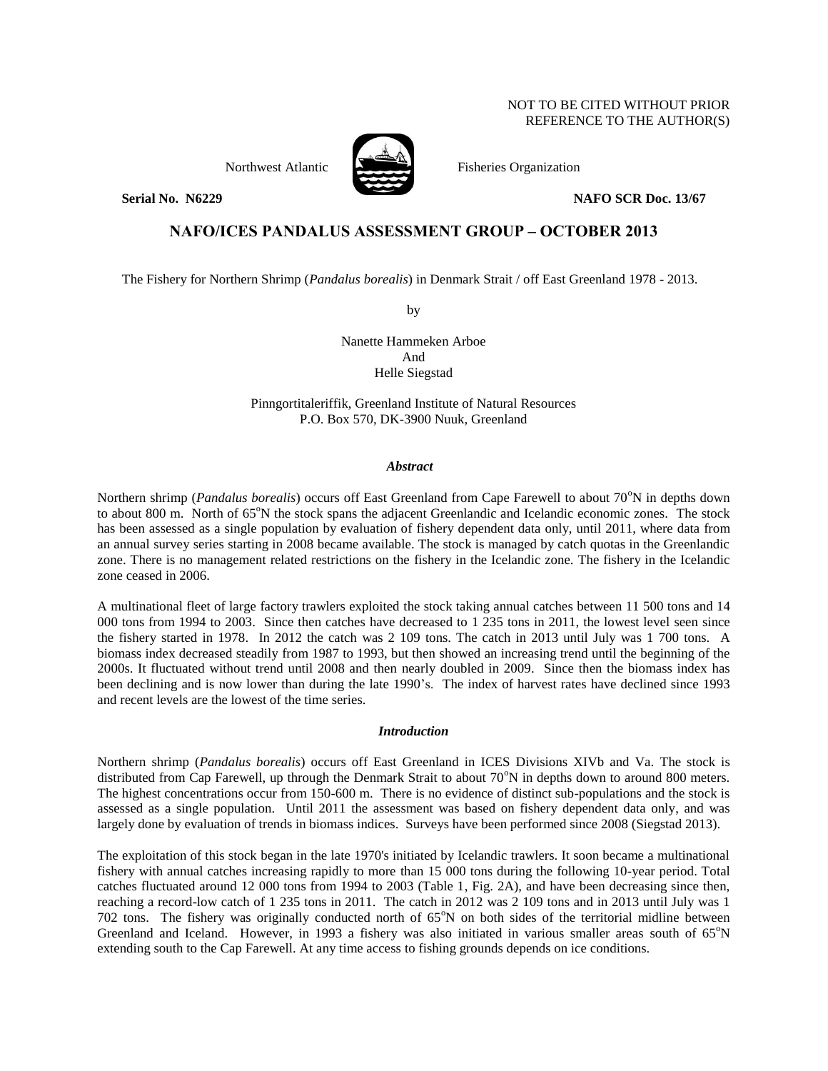NOT TO BE CITED WITHOUT PRIOR
REFERENCE TO THE AUTHOR(S)

Northwest Atlantic Fisheries Organization

**Serial No. N6229** **NAFO SCR Doc. 13/67**

# NAFO/ICES PANDALUS ASSESSMENT GROUP – OCTOBER 2013

The Fishery for Northern Shrimp (*Pandalus borealis*) in Denmark Strait / off East Greenland 1978 - 2013.

by

Nanette Hammeken Arboe
And
Helle Siegstad

Pinngortitaleriffik, Greenland Institute of Natural Resources
P.O. Box 570, DK-3900 Nuuk, Greenland

### *Abstract*

Northern shrimp (*Pandalus borealis*) occurs off East Greenland from Cape Farewell to about 70°N in depths down to about 800 m. North of 65°N the stock spans the adjacent Greenlandic and Icelandic economic zones. The stock has been assessed as a single population by evaluation of fishery dependent data only, until 2011, where data from an annual survey series starting in 2008 became available. The stock is managed by catch quotas in the Greenlandic zone. There is no management related restrictions on the fishery in the Icelandic zone. The fishery in the Icelandic zone ceased in 2006.

A multinational fleet of large factory trawlers exploited the stock taking annual catches between 11 500 tons and 14 000 tons from 1994 to 2003. Since then catches have decreased to 1 235 tons in 2011, the lowest level seen since the fishery started in 1978. In 2012 the catch was 2 109 tons. The catch in 2013 until July was 1 700 tons. A biomass index decreased steadily from 1987 to 1993, but then showed an increasing trend until the beginning of the 2000s. It fluctuated without trend until 2008 and then nearly doubled in 2009. Since then the biomass index has been declining and is now lower than during the late 1990's. The index of harvest rates have declined since 1993 and recent levels are the lowest of the time series.

### *Introduction*

Northern shrimp (*Pandalus borealis*) occurs off East Greenland in ICES Divisions XIVb and Va. The stock is distributed from Cap Farewell, up through the Denmark Strait to about 70°N in depths down to around 800 meters. The highest concentrations occur from 150-600 m. There is no evidence of distinct sub-populations and the stock is assessed as a single population. Until 2011 the assessment was based on fishery dependent data only, and was largely done by evaluation of trends in biomass indices. Surveys have been performed since 2008 (Siegstad 2013).

The exploitation of this stock began in the late 1970's initiated by Icelandic trawlers. It soon became a multinational fishery with annual catches increasing rapidly to more than 15 000 tons during the following 10-year period. Total catches fluctuated around 12 000 tons from 1994 to 2003 (Table 1, Fig. 2A), and have been decreasing since then, reaching a record-low catch of 1 235 tons in 2011. The catch in 2012 was 2 109 tons and in 2013 until July was 1 702 tons. The fishery was originally conducted north of 65°N on both sides of the territorial midline between Greenland and Iceland. However, in 1993 a fishery was also initiated in various smaller areas south of 65°N extending south to the Cap Farewell. At any time access to fishing grounds depends on ice conditions.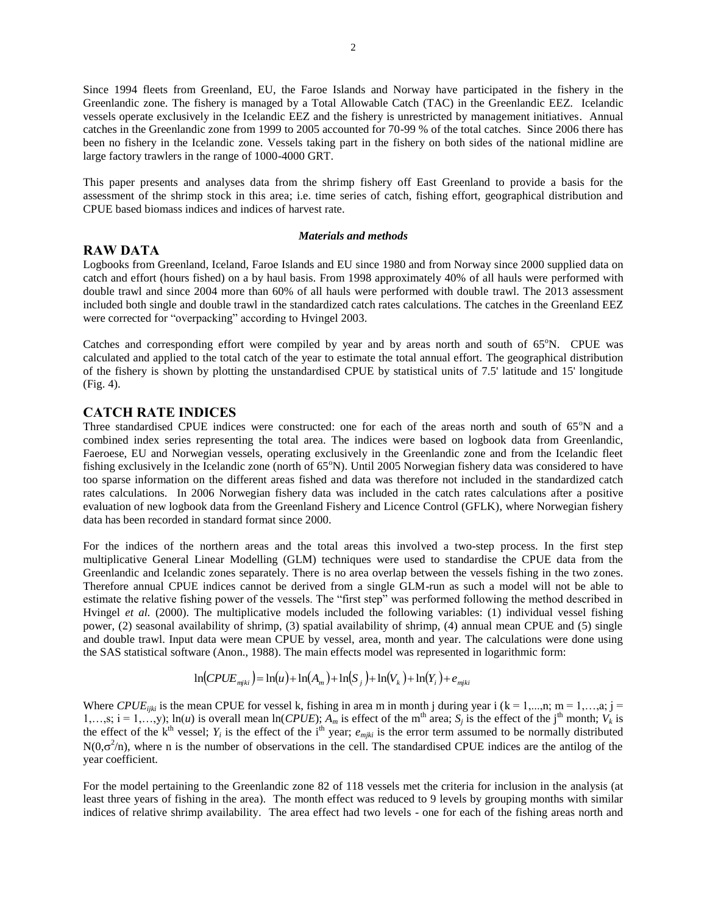Since 1994 fleets from Greenland, EU, the Faroe Islands and Norway have participated in the fishery in the Greenlandic zone. The fishery is managed by a Total Allowable Catch (TAC) in the Greenlandic EEZ. Icelandic vessels operate exclusively in the Icelandic EEZ and the fishery is unrestricted by management initiatives. Annual catches in the Greenlandic zone from 1999 to 2005 accounted for 70-99 % of the total catches. Since 2006 there has been no fishery in the Icelandic zone. Vessels taking part in the fishery on both sides of the national midline are large factory trawlers in the range of 1000-4000 GRT.

This paper presents and analyses data from the shrimp fishery off East Greenland to provide a basis for the assessment of the shrimp stock in this area; i.e. time series of catch, fishing effort, geographical distribution and CPUE based biomass indices and indices of harvest rate.

***Materials and methods***

## RAW DATA

Logbooks from Greenland, Iceland, Faroe Islands and EU since 1980 and from Norway since 2000 supplied data on catch and effort (hours fished) on a by haul basis. From 1998 approximately 40% of all hauls were performed with double trawl and since 2004 more than 60% of all hauls were performed with double trawl. The 2013 assessment included both single and double trawl in the standardized catch rates calculations. The catches in the Greenland EEZ were corrected for "overpacking" according to Hvingel 2003.

Catches and corresponding effort were compiled by year and by areas north and south of 65°N. CPUE was calculated and applied to the total catch of the year to estimate the total annual effort. The geographical distribution of the fishery is shown by plotting the unstandardised CPUE by statistical units of 7.5' latitude and 15' longitude (Fig. 4).

## CATCH RATE INDICES

Three standardised CPUE indices were constructed: one for each of the areas north and south of 65°N and a combined index series representing the total area. The indices were based on logbook data from Greenlandic, Faeroese, EU and Norwegian vessels, operating exclusively in the Greenlandic zone and from the Icelandic fleet fishing exclusively in the Icelandic zone (north of 65°N). Until 2005 Norwegian fishery data was considered to have too sparse information on the different areas fished and data was therefore not included in the standardized catch rates calculations. In 2006 Norwegian fishery data was included in the catch rates calculations after a positive evaluation of new logbook data from the Greenland Fishery and Licence Control (GFLK), where Norwegian fishery data has been recorded in standard format since 2000.

For the indices of the northern areas and the total areas this involved a two-step process. In the first step multiplicative General Linear Modelling (GLM) techniques were used to standardise the CPUE data from the Greenlandic and Icelandic zones separately. There is no area overlap between the vessels fishing in the two zones. Therefore annual CPUE indices cannot be derived from a single GLM-run as such a model will not be able to estimate the relative fishing power of the vessels. The "first step" was performed following the method described in Hvingel *et al.* (2000). The multiplicative models included the following variables: (1) individual vessel fishing power, (2) seasonal availability of shrimp, (3) spatial availability of shrimp, (4) annual mean CPUE and (5) single and double trawl. Input data were mean CPUE by vessel, area, month and year. The calculations were done using the SAS statistical software (Anon., 1988). The main effects model was represented in logarithmic form:

$$\ln(CPUE_{mjki}) = \ln(u) + \ln(A_m) + \ln(S_j) + \ln(V_k) + \ln(Y_i) + e_{mjki}$$

Where $CPUE_{ijki}$ is the mean CPUE for vessel k, fishing in area m in month j during year i ($k = 1,...,n$; $m = 1,…,a$; $j = 1,…,s$; $i = 1,…,y$); $\ln(u)$ is overall mean $\ln(CPUE)$; $A_m$ is effect of the m$^{th}$ area; $S_j$ is the effect of the j$^{th}$ month; $V_k$ is the effect of the k$^{th}$ vessel; $Y_i$ is the effect of the i$^{th}$ year; $e_{mjki}$ is the error term assumed to be normally distributed $N(0,\sigma^2/n)$, where n is the number of observations in the cell. The standardised CPUE indices are the antilog of the year coefficient.

For the model pertaining to the Greenlandic zone 82 of 118 vessels met the criteria for inclusion in the analysis (at least three years of fishing in the area). The month effect was reduced to 9 levels by grouping months with similar indices of relative shrimp availability. The area effect had two levels - one for each of the fishing areas north and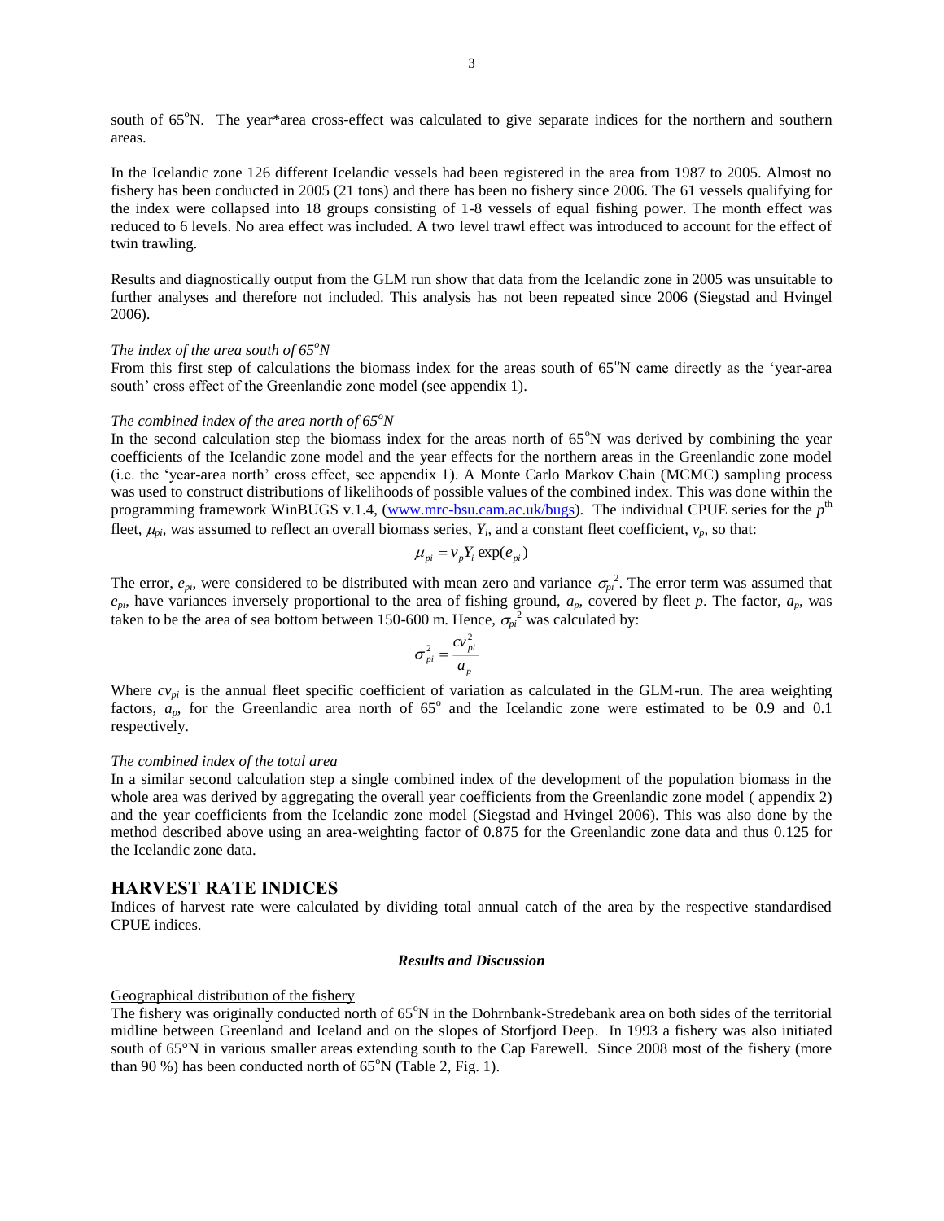south of 65°N. The year*area cross-effect was calculated to give separate indices for the northern and southern areas.

In the Icelandic zone 126 different Icelandic vessels had been registered in the area from 1987 to 2005. Almost no fishery has been conducted in 2005 (21 tons) and there has been no fishery since 2006. The 61 vessels qualifying for the index were collapsed into 18 groups consisting of 1-8 vessels of equal fishing power. The month effect was reduced to 6 levels. No area effect was included. A two level trawl effect was introduced to account for the effect of twin trawling.

Results and diagnostically output from the GLM run show that data from the Icelandic zone in 2005 was unsuitable to further analyses and therefore not included. This analysis has not been repeated since 2006 (Siegstad and Hvingel 2006).

*The index of the area south of 65°N*

From this first step of calculations the biomass index for the areas south of 65°N came directly as the 'year-area south' cross effect of the Greenlandic zone model (see appendix 1).

*The combined index of the area north of 65°N*

In the second calculation step the biomass index for the areas north of 65°N was derived by combining the year coefficients of the Icelandic zone model and the year effects for the northern areas in the Greenlandic zone model (i.e. the 'year-area north' cross effect, see appendix 1). A Monte Carlo Markov Chain (MCMC) sampling process was used to construct distributions of likelihoods of possible values of the combined index. This was done within the programming framework WinBUGS v.1.4, (www.mrc-bsu.cam.ac.uk/bugs). The individual CPUE series for the $p^{th}$ fleet, $\mu_{pi}$, was assumed to reflect an overall biomass series, $Y_i$, and a constant fleet coefficient, $v_p$, so that:

$$\mu_{pi} = v_p Y_i \exp(e_{pi})$$

The error, $e_{pi}$, were considered to be distributed with mean zero and variance $\sigma_{pi}^2$. The error term was assumed that $e_{pi}$, have variances inversely proportional to the area of fishing ground, $a_p$, covered by fleet $p$. The factor, $a_p$, was taken to be the area of sea bottom between 150-600 m. Hence, $\sigma_{pi}^2$ was calculated by:

$$\sigma_{pi}^2 = \frac{cv_{pi}^2}{a_p}$$

Where $cv_{pi}$ is the annual fleet specific coefficient of variation as calculated in the GLM-run. The area weighting factors, $a_p$, for the Greenlandic area north of 65° and the Icelandic zone were estimated to be 0.9 and 0.1 respectively.

*The combined index of the total area*

In a similar second calculation step a single combined index of the development of the population biomass in the whole area was derived by aggregating the overall year coefficients from the Greenlandic zone model ( appendix 2) and the year coefficients from the Icelandic zone model (Siegstad and Hvingel 2006). This was also done by the method described above using an area-weighting factor of 0.875 for the Greenlandic zone data and thus 0.125 for the Icelandic zone data.

## HARVEST RATE INDICES

Indices of harvest rate were calculated by dividing total annual catch of the area by the respective standardised CPUE indices.

### *Results and Discussion*

Geographical distribution of the fishery

The fishery was originally conducted north of 65°N in the Dohrnbank-Stredebank area on both sides of the territorial midline between Greenland and Iceland and on the slopes of Storfjord Deep. In 1993 a fishery was also initiated south of 65°N in various smaller areas extending south to the Cap Farewell. Since 2008 most of the fishery (more than 90 %) has been conducted north of 65°N (Table 2, Fig. 1).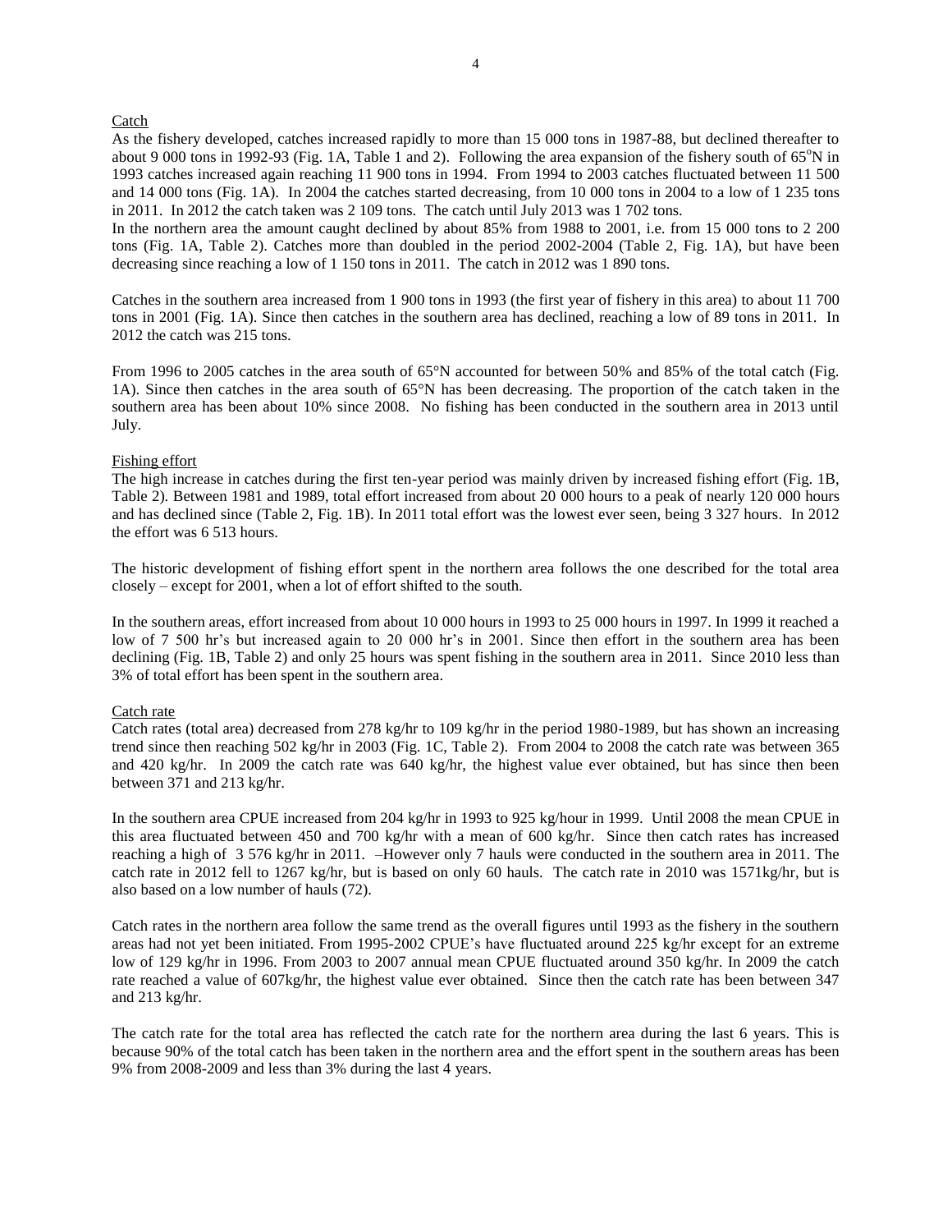Catch

As the fishery developed, catches increased rapidly to more than 15 000 tons in 1987-88, but declined thereafter to about 9 000 tons in 1992-93 (Fig. 1A, Table 1 and 2). Following the area expansion of the fishery south of 65°N in 1993 catches increased again reaching 11 900 tons in 1994. From 1994 to 2003 catches fluctuated between 11 500 and 14 000 tons (Fig. 1A). In 2004 the catches started decreasing, from 10 000 tons in 2004 to a low of 1 235 tons in 2011. In 2012 the catch taken was 2 109 tons. The catch until July 2013 was 1 702 tons.

In the northern area the amount caught declined by about 85% from 1988 to 2001, i.e. from 15 000 tons to 2 200 tons (Fig. 1A, Table 2). Catches more than doubled in the period 2002-2004 (Table 2, Fig. 1A), but have been decreasing since reaching a low of 1 150 tons in 2011. The catch in 2012 was 1 890 tons.

Catches in the southern area increased from 1 900 tons in 1993 (the first year of fishery in this area) to about 11 700 tons in 2001 (Fig. 1A). Since then catches in the southern area has declined, reaching a low of 89 tons in 2011. In 2012 the catch was 215 tons.

From 1996 to 2005 catches in the area south of 65°N accounted for between 50% and 85% of the total catch (Fig. 1A). Since then catches in the area south of 65°N has been decreasing. The proportion of the catch taken in the southern area has been about 10% since 2008. No fishing has been conducted in the southern area in 2013 until July.

Fishing effort

The high increase in catches during the first ten-year period was mainly driven by increased fishing effort (Fig. 1B, Table 2). Between 1981 and 1989, total effort increased from about 20 000 hours to a peak of nearly 120 000 hours and has declined since (Table 2, Fig. 1B). In 2011 total effort was the lowest ever seen, being 3 327 hours. In 2012 the effort was 6 513 hours.

The historic development of fishing effort spent in the northern area follows the one described for the total area closely – except for 2001, when a lot of effort shifted to the south.

In the southern areas, effort increased from about 10 000 hours in 1993 to 25 000 hours in 1997. In 1999 it reached a low of 7 500 hr's but increased again to 20 000 hr's in 2001. Since then effort in the southern area has been declining (Fig. 1B, Table 2) and only 25 hours was spent fishing in the southern area in 2011. Since 2010 less than 3% of total effort has been spent in the southern area.

Catch rate

Catch rates (total area) decreased from 278 kg/hr to 109 kg/hr in the period 1980-1989, but has shown an increasing trend since then reaching 502 kg/hr in 2003 (Fig. 1C, Table 2). From 2004 to 2008 the catch rate was between 365 and 420 kg/hr. In 2009 the catch rate was 640 kg/hr, the highest value ever obtained, but has since then been between 371 and 213 kg/hr.

In the southern area CPUE increased from 204 kg/hr in 1993 to 925 kg/hour in 1999. Until 2008 the mean CPUE in this area fluctuated between 450 and 700 kg/hr with a mean of 600 kg/hr. Since then catch rates has increased reaching a high of 3 576 kg/hr in 2011. –However only 7 hauls were conducted in the southern area in 2011. The catch rate in 2012 fell to 1267 kg/hr, but is based on only 60 hauls. The catch rate in 2010 was 1571kg/hr, but is also based on a low number of hauls (72).

Catch rates in the northern area follow the same trend as the overall figures until 1993 as the fishery in the southern areas had not yet been initiated. From 1995-2002 CPUE's have fluctuated around 225 kg/hr except for an extreme low of 129 kg/hr in 1996. From 2003 to 2007 annual mean CPUE fluctuated around 350 kg/hr. In 2009 the catch rate reached a value of 607kg/hr, the highest value ever obtained. Since then the catch rate has been between 347 and 213 kg/hr.

The catch rate for the total area has reflected the catch rate for the northern area during the last 6 years. This is because 90% of the total catch has been taken in the northern area and the effort spent in the southern areas has been 9% from 2008-2009 and less than 3% during the last 4 years.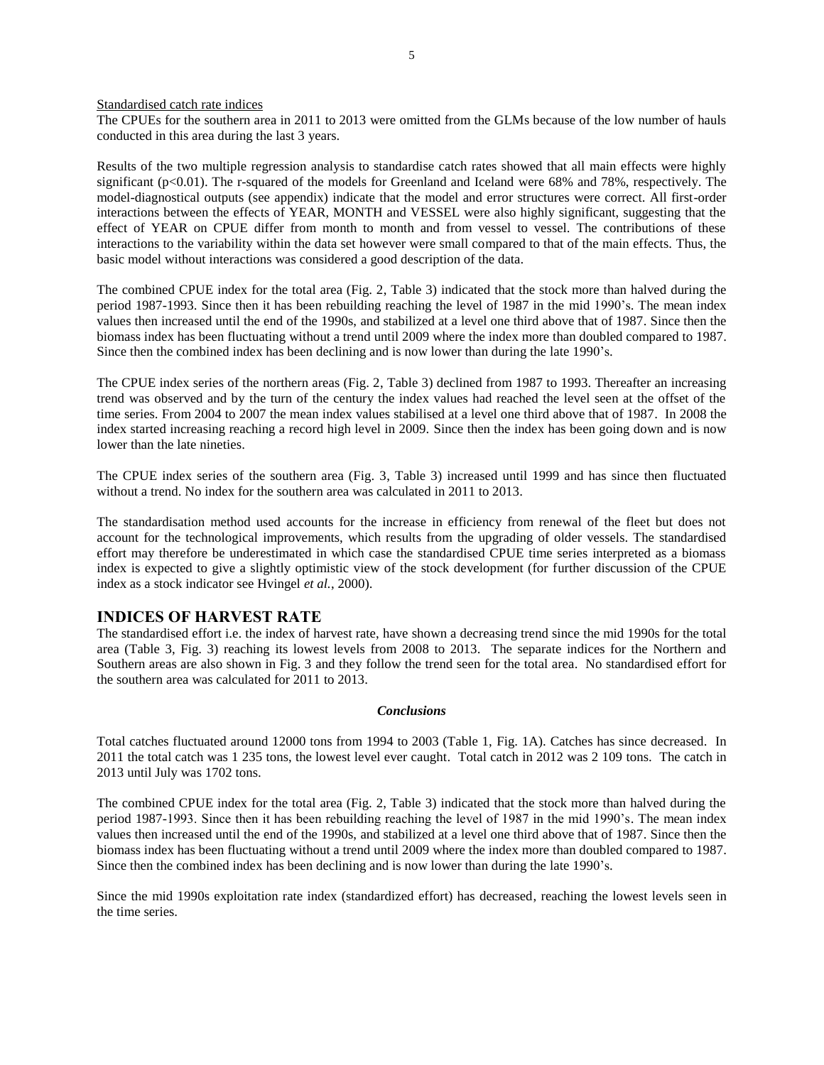Standardised catch rate indices

The CPUEs for the southern area in 2011 to 2013 were omitted from the GLMs because of the low number of hauls conducted in this area during the last 3 years.

Results of the two multiple regression analysis to standardise catch rates showed that all main effects were highly significant ($p<0.01$). The r-squared of the models for Greenland and Iceland were 68% and 78%, respectively. The model-diagnostical outputs (see appendix) indicate that the model and error structures were correct. All first-order interactions between the effects of YEAR, MONTH and VESSEL were also highly significant, suggesting that the effect of YEAR on CPUE differ from month to month and from vessel to vessel. The contributions of these interactions to the variability within the data set however were small compared to that of the main effects. Thus, the basic model without interactions was considered a good description of the data.

The combined CPUE index for the total area (Fig. 2, Table 3) indicated that the stock more than halved during the period 1987-1993. Since then it has been rebuilding reaching the level of 1987 in the mid 1990's. The mean index values then increased until the end of the 1990s, and stabilized at a level one third above that of 1987. Since then the biomass index has been fluctuating without a trend until 2009 where the index more than doubled compared to 1987. Since then the combined index has been declining and is now lower than during the late 1990's.

The CPUE index series of the northern areas (Fig. 2, Table 3) declined from 1987 to 1993. Thereafter an increasing trend was observed and by the turn of the century the index values had reached the level seen at the offset of the time series. From 2004 to 2007 the mean index values stabilised at a level one third above that of 1987. In 2008 the index started increasing reaching a record high level in 2009. Since then the index has been going down and is now lower than the late nineties.

The CPUE index series of the southern area (Fig. 3, Table 3) increased until 1999 and has since then fluctuated without a trend. No index for the southern area was calculated in 2011 to 2013.

The standardisation method used accounts for the increase in efficiency from renewal of the fleet but does not account for the technological improvements, which results from the upgrading of older vessels. The standardised effort may therefore be underestimated in which case the standardised CPUE time series interpreted as a biomass index is expected to give a slightly optimistic view of the stock development (for further discussion of the CPUE index as a stock indicator see Hvingel *et al.*, 2000).

## INDICES OF HARVEST RATE

The standardised effort i.e. the index of harvest rate, have shown a decreasing trend since the mid 1990s for the total area (Table 3, Fig. 3) reaching its lowest levels from 2008 to 2013. The separate indices for the Northern and Southern areas are also shown in Fig. 3 and they follow the trend seen for the total area. No standardised effort for the southern area was calculated for 2011 to 2013.

### *Conclusions*

Total catches fluctuated around 12000 tons from 1994 to 2003 (Table 1, Fig. 1A). Catches has since decreased. In 2011 the total catch was 1 235 tons, the lowest level ever caught. Total catch in 2012 was 2 109 tons. The catch in 2013 until July was 1702 tons.

The combined CPUE index for the total area (Fig. 2, Table 3) indicated that the stock more than halved during the period 1987-1993. Since then it has been rebuilding reaching the level of 1987 in the mid 1990's. The mean index values then increased until the end of the 1990s, and stabilized at a level one third above that of 1987. Since then the biomass index has been fluctuating without a trend until 2009 where the index more than doubled compared to 1987. Since then the combined index has been declining and is now lower than during the late 1990's.

Since the mid 1990s exploitation rate index (standardized effort) has decreased, reaching the lowest levels seen in the time series.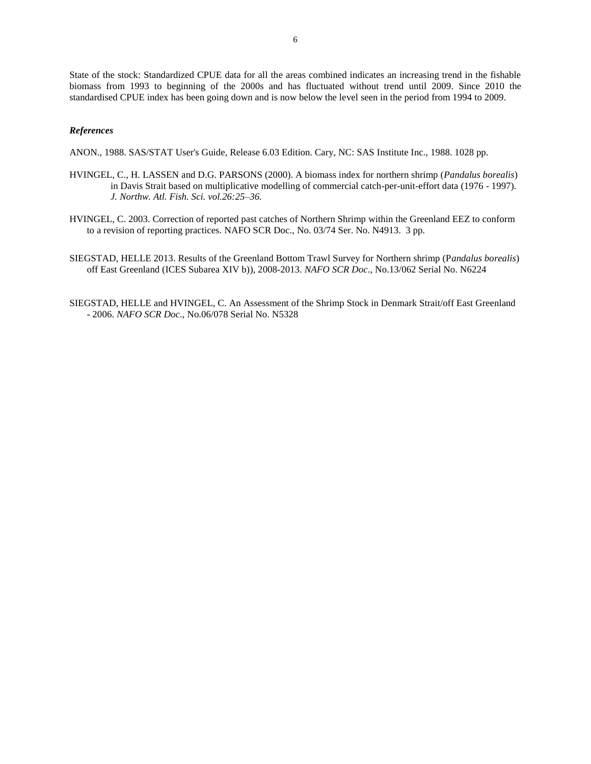State of the stock: Standardized CPUE data for all the areas combined indicates an increasing trend in the fishable biomass from 1993 to beginning of the 2000s and has fluctuated without trend until 2009. Since 2010 the standardised CPUE index has been going down and is now below the level seen in the period from 1994 to 2009.

***References***

ANON., 1988. SAS/STAT User's Guide, Release 6.03 Edition. Cary, NC: SAS Institute Inc., 1988. 1028 pp.

HVINGEL, C., H. LASSEN and D.G. PARSONS (2000). A biomass index for northern shrimp (*Pandalus borealis*) in Davis Strait based on multiplicative modelling of commercial catch-per-unit-effort data (1976 - 1997). *J. Northw. Atl. Fish. Sci. vol.26:25–36.*

HVINGEL, C. 2003. Correction of reported past catches of Northern Shrimp within the Greenland EEZ to conform to a revision of reporting practices. NAFO SCR Doc., No. 03/74 Ser. No. N4913. 3 pp.

SIEGSTAD, HELLE 2013. Results of the Greenland Bottom Trawl Survey for Northern shrimp (P*andalus borealis*) off East Greenland (ICES Subarea XIV b)), 2008-2013. *NAFO SCR Doc*., No.13/062 Serial No. N6224

SIEGSTAD, HELLE and HVINGEL, C. An Assessment of the Shrimp Stock in Denmark Strait/off East Greenland - 2006. *NAFO SCR Doc*., No.06/078 Serial No. N5328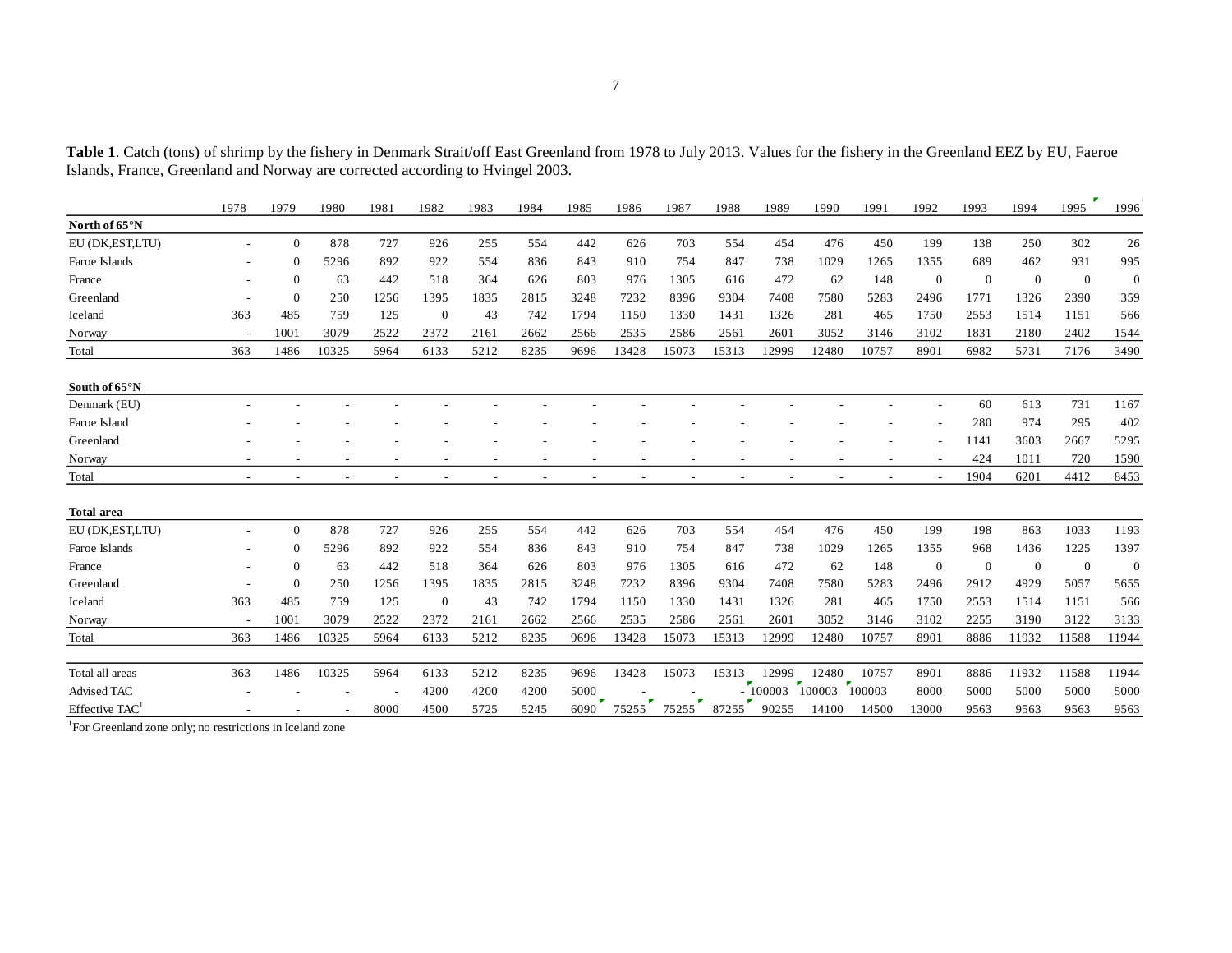**Table 1**. Catch (tons) of shrimp by the fishery in Denmark Strait/off East Greenland from 1978 to July 2013. Values for the fishery in the Greenland EEZ by EU, Faeroe Islands, France, Greenland and Norway are corrected according to Hvingel 2003.

| | 1978 | 1979 | 1980 | 1981 | 1982 | 1983 | 1984 | 1985 | 1986 | 1987 | 1988 | 1989 | 1990 | 1991 | 1992 | 1993 | 1994 | 1995 | 1996 |
|---|---|---|---|---|---|---|---|---|---|---|---|---|---|---|---|---|---|---|---|
| **North of 65°N** | | | | | | | | | | | | | | | | | | | |
| EU (DK,EST,LTU) | - | 0 | 878 | 727 | 926 | 255 | 554 | 442 | 626 | 703 | 554 | 454 | 476 | 450 | 199 | 138 | 250 | 302 | 26 |
| Faroe Islands | - | 0 | 5296 | 892 | 922 | 554 | 836 | 843 | 910 | 754 | 847 | 738 | 1029 | 1265 | 1355 | 689 | 462 | 931 | 995 |
| France | - | 0 | 63 | 442 | 518 | 364 | 626 | 803 | 976 | 1305 | 616 | 472 | 62 | 148 | 0 | 0 | 0 | 0 | 0 |
| Greenland | - | 0 | 250 | 1256 | 1395 | 1835 | 2815 | 3248 | 7232 | 8396 | 9304 | 7408 | 7580 | 5283 | 2496 | 1771 | 1326 | 2390 | 359 |
| Iceland | 363 | 485 | 759 | 125 | 0 | 43 | 742 | 1794 | 1150 | 1330 | 1431 | 1326 | 281 | 465 | 1750 | 2553 | 1514 | 1151 | 566 |
| Norway | - | 1001 | 3079 | 2522 | 2372 | 2161 | 2662 | 2566 | 2535 | 2586 | 2561 | 2601 | 3052 | 3146 | 3102 | 1831 | 2180 | 2402 | 1544 |
| Total | 363 | 1486 | 10325 | 5964 | 6133 | 5212 | 8235 | 9696 | 13428 | 15073 | 15313 | 12999 | 12480 | 10757 | 8901 | 6982 | 5731 | 7176 | 3490 |
| | | | | | | | | | | | | | | | | | | | |
| **South of 65°N** | | | | | | | | | | | | | | | | | | | |
| Denmark (EU) | - | - | - | - | - | - | - | - | - | - | - | - | - | - | - | 60 | 613 | 731 | 1167 |
| Faroe Island | - | - | - | - | - | - | - | - | - | - | - | - | - | - | - | 280 | 974 | 295 | 402 |
| Greenland | - | - | - | - | - | - | - | - | - | - | - | - | - | - | - | 1141 | 3603 | 2667 | 5295 |
| Norway | - | - | - | - | - | - | - | - | - | - | - | - | - | - | - | 424 | 1011 | 720 | 1590 |
| Total | - | - | - | - | - | - | - | - | - | - | - | - | - | - | - | 1904 | 6201 | 4412 | 8453 |
| | | | | | | | | | | | | | | | | | | | |
| **Total area** | | | | | | | | | | | | | | | | | | | |
| EU (DK,EST,LTU) | - | 0 | 878 | 727 | 926 | 255 | 554 | 442 | 626 | 703 | 554 | 454 | 476 | 450 | 199 | 198 | 863 | 1033 | 1193 |
| Faroe Islands | - | 0 | 5296 | 892 | 922 | 554 | 836 | 843 | 910 | 754 | 847 | 738 | 1029 | 1265 | 1355 | 968 | 1436 | 1225 | 1397 |
| France | - | 0 | 63 | 442 | 518 | 364 | 626 | 803 | 976 | 1305 | 616 | 472 | 62 | 148 | 0 | 0 | 0 | 0 | 0 |
| Greenland | - | 0 | 250 | 1256 | 1395 | 1835 | 2815 | 3248 | 7232 | 8396 | 9304 | 7408 | 7580 | 5283 | 2496 | 2912 | 4929 | 5057 | 5655 |
| Iceland | 363 | 485 | 759 | 125 | 0 | 43 | 742 | 1794 | 1150 | 1330 | 1431 | 1326 | 281 | 465 | 1750 | 2553 | 1514 | 1151 | 566 |
| Norway | - | 1001 | 3079 | 2522 | 2372 | 2161 | 2662 | 2566 | 2535 | 2586 | 2561 | 2601 | 3052 | 3146 | 3102 | 2255 | 3190 | 3122 | 3133 |
| Total | 363 | 1486 | 10325 | 5964 | 6133 | 5212 | 8235 | 9696 | 13428 | 15073 | 15313 | 12999 | 12480 | 10757 | 8901 | 8886 | 11932 | 11588 | 11944 |
| | | | | | | | | | | | | | | | | | | | |
| Total all areas | 363 | 1486 | 10325 | 5964 | 6133 | 5212 | 8235 | 9696 | 13428 | 15073 | 15313 | 12999 | 12480 | 10757 | 8901 | 8886 | 11932 | 11588 | 11944 |
| Advised TAC | - | - | - | - | 4200 | 4200 | 4200 | 5000 | - | - | - | 100003 | 100003 | 100003 | 8000 | 5000 | 5000 | 5000 | 5000 |
| Effective TAC[1] | - | - | - | 8000 | 4500 | 5725 | 5245 | 6090 | 75255 | 75255 | 87255 | 90255 | 14100 | 14500 | 13000 | 9563 | 9563 | 9563 | 9563 |

[1]For Greenland zone only; no restrictions in Iceland zone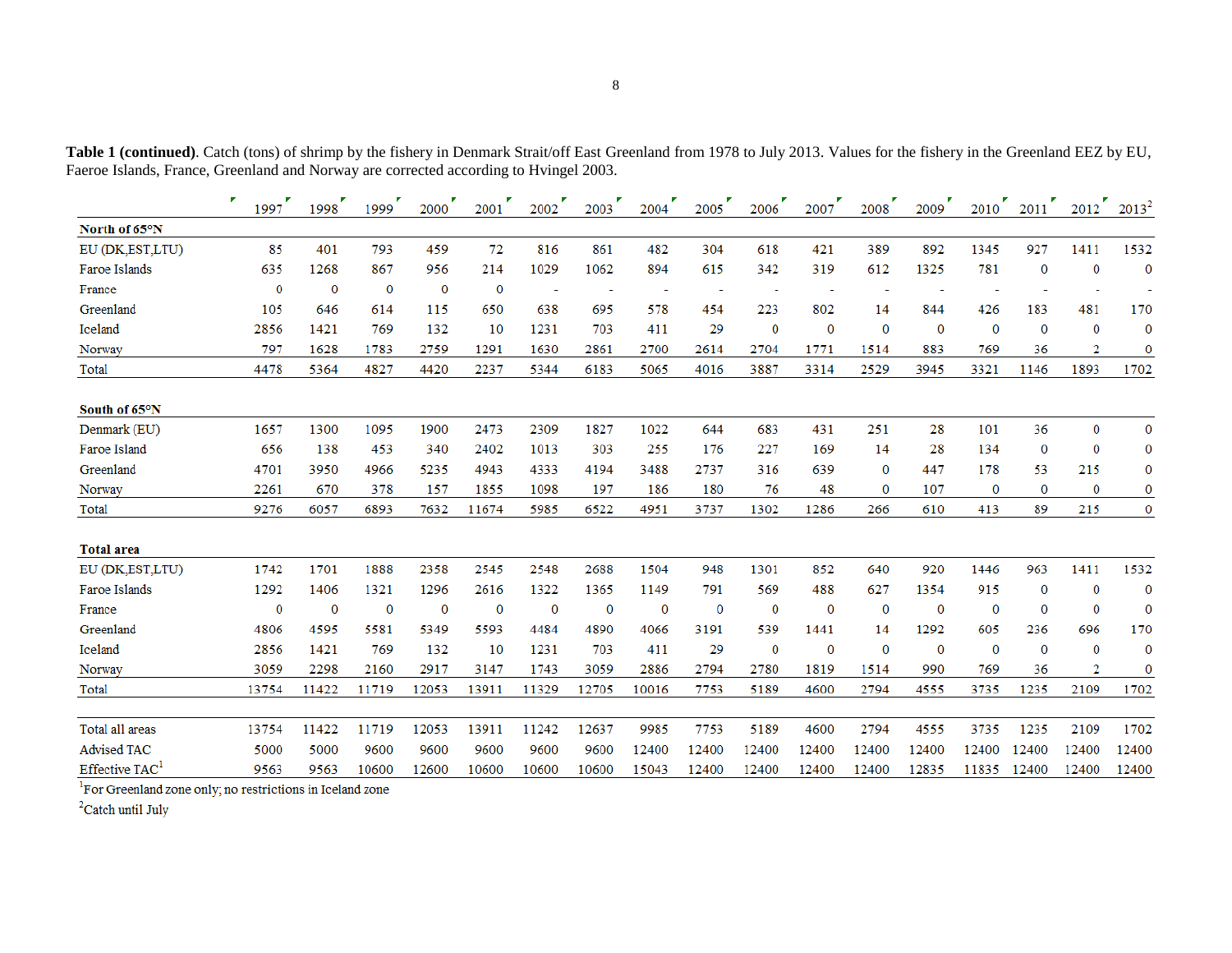**Table 1 (continued)**. Catch (tons) of shrimp by the fishery in Denmark Strait/off East Greenland from 1978 to July 2013. Values for the fishery in the Greenland EEZ by EU, Faeroe Islands, France, Greenland and Norway are corrected according to Hvingel 2003.

| | 1997 | 1998 | 1999 | 2000 | 2001 | 2002 | 2003 | 2004 | 2005 | 2006 | 2007 | 2008 | 2009 | 2010 | 2011 | 2012 | 2013[2] |
|---|---|---|---|---|---|---|---|---|---|---|---|---|---|---|---|---|---|
| **North of 65°N** | | | | | | | | | | | | | | | | | |
| EU (DK,EST,LTU) | 85 | 401 | 793 | 459 | 72 | 816 | 861 | 482 | 304 | 618 | 421 | 389 | 892 | 1345 | 927 | 1411 | 1532 |
| Faroe Islands | 635 | 1268 | 867 | 956 | 214 | 1029 | 1062 | 894 | 615 | 342 | 319 | 612 | 1325 | 781 | 0 | 0 | 0 |
| France | 0 | 0 | 0 | 0 | 0 | - | - | - | - | - | - | - | - | - | - | - | - |
| Greenland | 105 | 646 | 614 | 115 | 650 | 638 | 695 | 578 | 454 | 223 | 802 | 14 | 844 | 426 | 183 | 481 | 170 |
| Iceland | 2856 | 1421 | 769 | 132 | 10 | 1231 | 703 | 411 | 29 | 0 | 0 | 0 | 0 | 0 | 0 | 0 | 0 |
| Norway | 797 | 1628 | 1783 | 2759 | 1291 | 1630 | 2861 | 2700 | 2614 | 2704 | 1771 | 1514 | 883 | 769 | 36 | 2 | 0 |
| Total | 4478 | 5364 | 4827 | 4420 | 2237 | 5344 | 6183 | 5065 | 4016 | 3887 | 3314 | 2529 | 3945 | 3321 | 1146 | 1893 | 1702 |
| | | | | | | | | | | | | | | | | | |
| **South of 65°N** | | | | | | | | | | | | | | | | | |
| Denmark (EU) | 1657 | 1300 | 1095 | 1900 | 2473 | 2309 | 1827 | 1022 | 644 | 683 | 431 | 251 | 28 | 101 | 36 | 0 | 0 |
| Faroe Island | 656 | 138 | 453 | 340 | 2402 | 1013 | 303 | 255 | 176 | 227 | 169 | 14 | 28 | 134 | 0 | 0 | 0 |
| Greenland | 4701 | 3950 | 4966 | 5235 | 4943 | 4333 | 4194 | 3488 | 2737 | 316 | 639 | 0 | 447 | 178 | 53 | 215 | 0 |
| Norway | 2261 | 670 | 378 | 157 | 1855 | 1098 | 197 | 186 | 180 | 76 | 48 | 0 | 107 | 0 | 0 | 0 | 0 |
| Total | 9276 | 6057 | 6893 | 7632 | 11674 | 5985 | 6522 | 4951 | 3737 | 1302 | 1286 | 266 | 610 | 413 | 89 | 215 | 0 |
| | | | | | | | | | | | | | | | | | |
| **Total area** | | | | | | | | | | | | | | | | | |
| EU (DK,EST,LTU) | 1742 | 1701 | 1888 | 2358 | 2545 | 2548 | 2688 | 1504 | 948 | 1301 | 852 | 640 | 920 | 1446 | 963 | 1411 | 1532 |
| Faroe Islands | 1292 | 1406 | 1321 | 1296 | 2616 | 1322 | 1365 | 1149 | 791 | 569 | 488 | 627 | 1354 | 915 | 0 | 0 | 0 |
| France | 0 | 0 | 0 | 0 | 0 | 0 | 0 | 0 | 0 | 0 | 0 | 0 | 0 | 0 | 0 | 0 | 0 |
| Greenland | 4806 | 4595 | 5581 | 5349 | 5593 | 4484 | 4890 | 4066 | 3191 | 539 | 1441 | 14 | 1292 | 605 | 236 | 696 | 170 |
| Iceland | 2856 | 1421 | 769 | 132 | 10 | 1231 | 703 | 411 | 29 | 0 | 0 | 0 | 0 | 0 | 0 | 0 | 0 |
| Norway | 3059 | 2298 | 2160 | 2917 | 3147 | 1743 | 3059 | 2886 | 2794 | 2780 | 1819 | 1514 | 990 | 769 | 36 | 2 | 0 |
| Total | 13754 | 11422 | 11719 | 12053 | 13911 | 11329 | 12705 | 10016 | 7753 | 5189 | 4600 | 2794 | 4555 | 3735 | 1235 | 2109 | 1702 |
| | | | | | | | | | | | | | | | | | |
| Total all areas | 13754 | 11422 | 11719 | 12053 | 13911 | 11242 | 12637 | 9985 | 7753 | 5189 | 4600 | 2794 | 4555 | 3735 | 1235 | 2109 | 1702 |
| Advised TAC | 5000 | 5000 | 9600 | 9600 | 9600 | 9600 | 9600 | 12400 | 12400 | 12400 | 12400 | 12400 | 12400 | 12400 | 12400 | 12400 | 12400 |
| Effective TAC[1] | 9563 | 9563 | 10600 | 12600 | 10600 | 10600 | 10600 | 15043 | 12400 | 12400 | 12400 | 12400 | 12835 | 11835 | 12400 | 12400 | 12400 |

[1]For Greenland zone only; no restrictions in Iceland zone

[2]Catch until July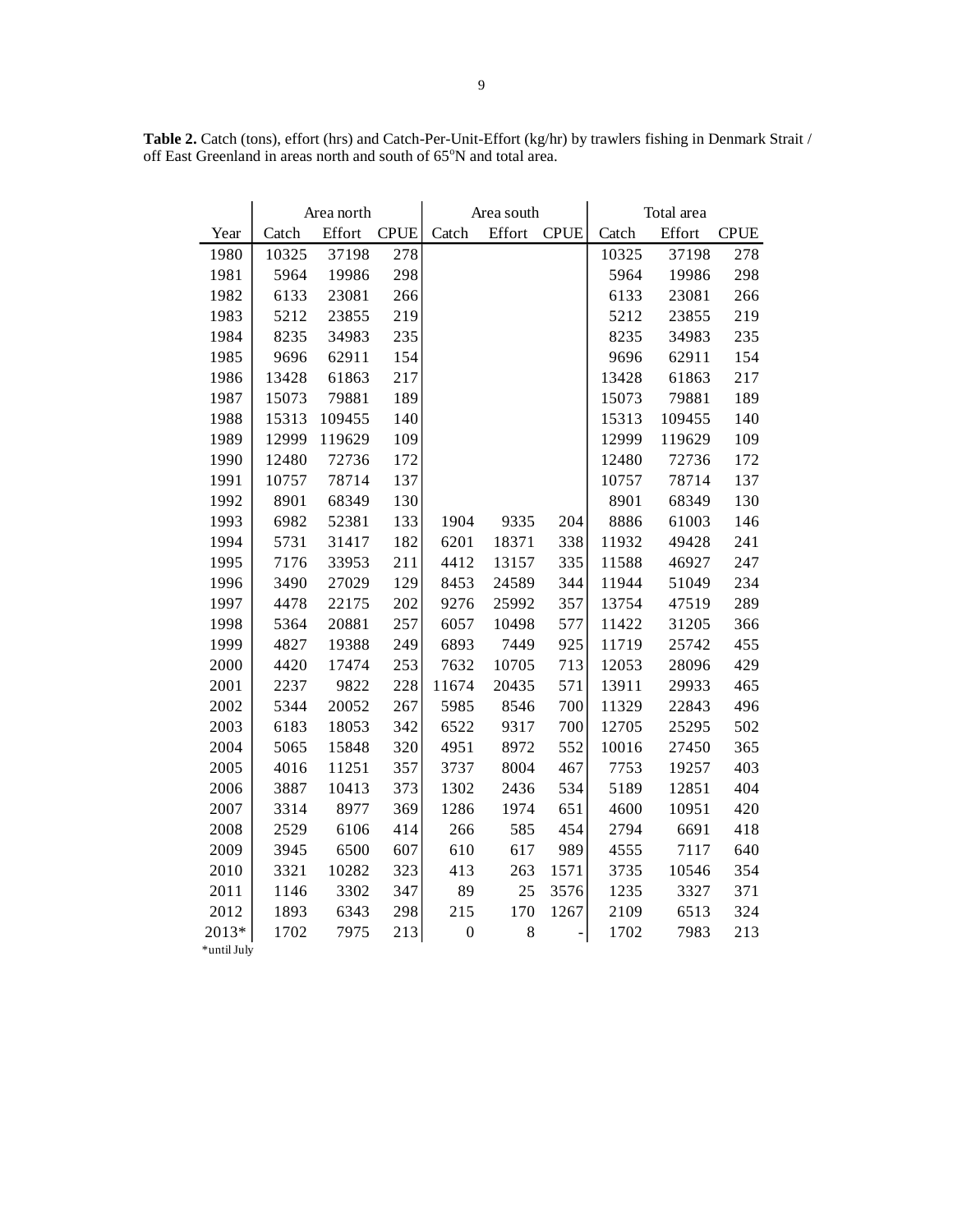**Table 2.** Catch (tons), effort (hrs) and Catch-Per-Unit-Effort (kg/hr) by trawlers fishing in Denmark Strait / off East Greenland in areas north and south of 65°N and total area.

| | Area north | | | Area south | | | Total area | | |
|---|---|---|---|---|---|---|---|---|---|
| Year | Catch | Effort | CPUE | Catch | Effort | CPUE | Catch | Effort | CPUE |
| 1980 | 10325 | 37198 | 278 | | | | 10325 | 37198 | 278 |
| 1981 | 5964 | 19986 | 298 | | | | 5964 | 19986 | 298 |
| 1982 | 6133 | 23081 | 266 | | | | 6133 | 23081 | 266 |
| 1983 | 5212 | 23855 | 219 | | | | 5212 | 23855 | 219 |
| 1984 | 8235 | 34983 | 235 | | | | 8235 | 34983 | 235 |
| 1985 | 9696 | 62911 | 154 | | | | 9696 | 62911 | 154 |
| 1986 | 13428 | 61863 | 217 | | | | 13428 | 61863 | 217 |
| 1987 | 15073 | 79881 | 189 | | | | 15073 | 79881 | 189 |
| 1988 | 15313 | 109455 | 140 | | | | 15313 | 109455 | 140 |
| 1989 | 12999 | 119629 | 109 | | | | 12999 | 119629 | 109 |
| 1990 | 12480 | 72736 | 172 | | | | 12480 | 72736 | 172 |
| 1991 | 10757 | 78714 | 137 | | | | 10757 | 78714 | 137 |
| 1992 | 8901 | 68349 | 130 | | | | 8901 | 68349 | 130 |
| 1993 | 6982 | 52381 | 133 | 1904 | 9335 | 204 | 8886 | 61003 | 146 |
| 1994 | 5731 | 31417 | 182 | 6201 | 18371 | 338 | 11932 | 49428 | 241 |
| 1995 | 7176 | 33953 | 211 | 4412 | 13157 | 335 | 11588 | 46927 | 247 |
| 1996 | 3490 | 27029 | 129 | 8453 | 24589 | 344 | 11944 | 51049 | 234 |
| 1997 | 4478 | 22175 | 202 | 9276 | 25992 | 357 | 13754 | 47519 | 289 |
| 1998 | 5364 | 20881 | 257 | 6057 | 10498 | 577 | 11422 | 31205 | 366 |
| 1999 | 4827 | 19388 | 249 | 6893 | 7449 | 925 | 11719 | 25742 | 455 |
| 2000 | 4420 | 17474 | 253 | 7632 | 10705 | 713 | 12053 | 28096 | 429 |
| 2001 | 2237 | 9822 | 228 | 11674 | 20435 | 571 | 13911 | 29933 | 465 |
| 2002 | 5344 | 20052 | 267 | 5985 | 8546 | 700 | 11329 | 22843 | 496 |
| 2003 | 6183 | 18053 | 342 | 6522 | 9317 | 700 | 12705 | 25295 | 502 |
| 2004 | 5065 | 15848 | 320 | 4951 | 8972 | 552 | 10016 | 27450 | 365 |
| 2005 | 4016 | 11251 | 357 | 3737 | 8004 | 467 | 7753 | 19257 | 403 |
| 2006 | 3887 | 10413 | 373 | 1302 | 2436 | 534 | 5189 | 12851 | 404 |
| 2007 | 3314 | 8977 | 369 | 1286 | 1974 | 651 | 4600 | 10951 | 420 |
| 2008 | 2529 | 6106 | 414 | 266 | 585 | 454 | 2794 | 6691 | 418 |
| 2009 | 3945 | 6500 | 607 | 610 | 617 | 989 | 4555 | 7117 | 640 |
| 2010 | 3321 | 10282 | 323 | 413 | 263 | 1571 | 3735 | 10546 | 354 |
| 2011 | 1146 | 3302 | 347 | 89 | 25 | 3576 | 1235 | 3327 | 371 |
| 2012 | 1893 | 6343 | 298 | 215 | 170 | 1267 | 2109 | 6513 | 324 |
| 2013* | 1702 | 7975 | 213 | 0 | 8 | - | 1702 | 7983 | 213 |

*until July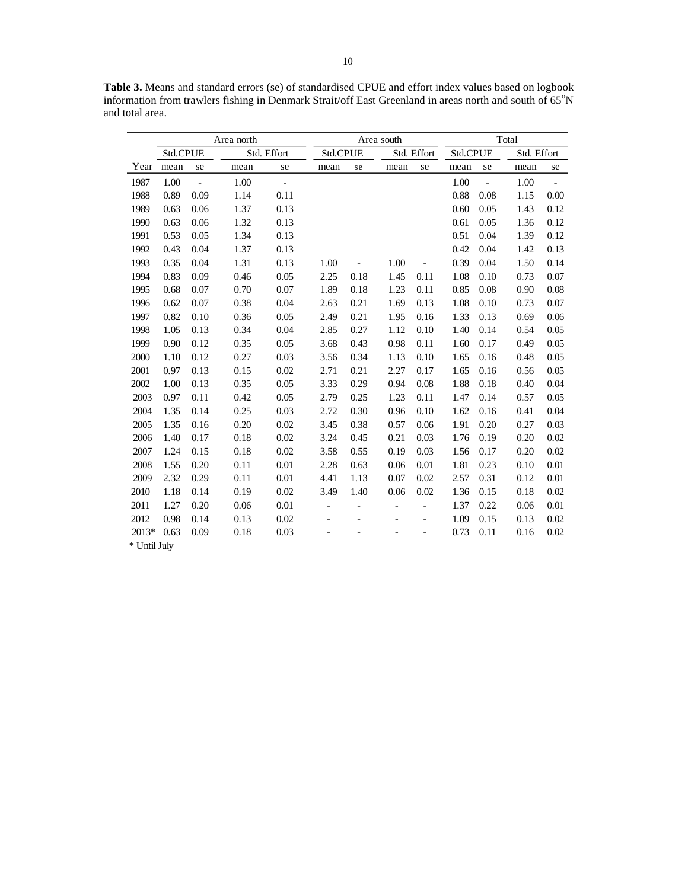**Table 3.** Means and standard errors (se) of standardised CPUE and effort index values based on logbook information from trawlers fishing in Denmark Strait/off East Greenland in areas north and south of 65°N and total area.

| | Area north | | | | Area south | | | | Total | | | |
|---|---|---|---|---|---|---|---|---|---|---|---|---|
| | Std.CPUE | | Std. Effort | | Std.CPUE | | Std. Effort | | Std.CPUE | | Std. Effort | |
| Year | mean | se | mean | se | mean | se | mean | se | mean | se | mean | se |
| 1987 | 1.00 | - | 1.00 | - | | | | | 1.00 | - | 1.00 | - |
| 1988 | 0.89 | 0.09 | 1.14 | 0.11 | | | | | 0.88 | 0.08 | 1.15 | 0.00 |
| 1989 | 0.63 | 0.06 | 1.37 | 0.13 | | | | | 0.60 | 0.05 | 1.43 | 0.12 |
| 1990 | 0.63 | 0.06 | 1.32 | 0.13 | | | | | 0.61 | 0.05 | 1.36 | 0.12 |
| 1991 | 0.53 | 0.05 | 1.34 | 0.13 | | | | | 0.51 | 0.04 | 1.39 | 0.12 |
| 1992 | 0.43 | 0.04 | 1.37 | 0.13 | | | | | 0.42 | 0.04 | 1.42 | 0.13 |
| 1993 | 0.35 | 0.04 | 1.31 | 0.13 | 1.00 | - | 1.00 | - | 0.39 | 0.04 | 1.50 | 0.14 |
| 1994 | 0.83 | 0.09 | 0.46 | 0.05 | 2.25 | 0.18 | 1.45 | 0.11 | 1.08 | 0.10 | 0.73 | 0.07 |
| 1995 | 0.68 | 0.07 | 0.70 | 0.07 | 1.89 | 0.18 | 1.23 | 0.11 | 0.85 | 0.08 | 0.90 | 0.08 |
| 1996 | 0.62 | 0.07 | 0.38 | 0.04 | 2.63 | 0.21 | 1.69 | 0.13 | 1.08 | 0.10 | 0.73 | 0.07 |
| 1997 | 0.82 | 0.10 | 0.36 | 0.05 | 2.49 | 0.21 | 1.95 | 0.16 | 1.33 | 0.13 | 0.69 | 0.06 |
| 1998 | 1.05 | 0.13 | 0.34 | 0.04 | 2.85 | 0.27 | 1.12 | 0.10 | 1.40 | 0.14 | 0.54 | 0.05 |
| 1999 | 0.90 | 0.12 | 0.35 | 0.05 | 3.68 | 0.43 | 0.98 | 0.11 | 1.60 | 0.17 | 0.49 | 0.05 |
| 2000 | 1.10 | 0.12 | 0.27 | 0.03 | 3.56 | 0.34 | 1.13 | 0.10 | 1.65 | 0.16 | 0.48 | 0.05 |
| 2001 | 0.97 | 0.13 | 0.15 | 0.02 | 2.71 | 0.21 | 2.27 | 0.17 | 1.65 | 0.16 | 0.56 | 0.05 |
| 2002 | 1.00 | 0.13 | 0.35 | 0.05 | 3.33 | 0.29 | 0.94 | 0.08 | 1.88 | 0.18 | 0.40 | 0.04 |
| 2003 | 0.97 | 0.11 | 0.42 | 0.05 | 2.79 | 0.25 | 1.23 | 0.11 | 1.47 | 0.14 | 0.57 | 0.05 |
| 2004 | 1.35 | 0.14 | 0.25 | 0.03 | 2.72 | 0.30 | 0.96 | 0.10 | 1.62 | 0.16 | 0.41 | 0.04 |
| 2005 | 1.35 | 0.16 | 0.20 | 0.02 | 3.45 | 0.38 | 0.57 | 0.06 | 1.91 | 0.20 | 0.27 | 0.03 |
| 2006 | 1.40 | 0.17 | 0.18 | 0.02 | 3.24 | 0.45 | 0.21 | 0.03 | 1.76 | 0.19 | 0.20 | 0.02 |
| 2007 | 1.24 | 0.15 | 0.18 | 0.02 | 3.58 | 0.55 | 0.19 | 0.03 | 1.56 | 0.17 | 0.20 | 0.02 |
| 2008 | 1.55 | 0.20 | 0.11 | 0.01 | 2.28 | 0.63 | 0.06 | 0.01 | 1.81 | 0.23 | 0.10 | 0.01 |
| 2009 | 2.32 | 0.29 | 0.11 | 0.01 | 4.41 | 1.13 | 0.07 | 0.02 | 2.57 | 0.31 | 0.12 | 0.01 |
| 2010 | 1.18 | 0.14 | 0.19 | 0.02 | 3.49 | 1.40 | 0.06 | 0.02 | 1.36 | 0.15 | 0.18 | 0.02 |
| 2011 | 1.27 | 0.20 | 0.06 | 0.01 | - | - | - | - | 1.37 | 0.22 | 0.06 | 0.01 |
| 2012 | 0.98 | 0.14 | 0.13 | 0.02 | - | - | - | - | 1.09 | 0.15 | 0.13 | 0.02 |
| 2013* | 0.63 | 0.09 | 0.18 | 0.03 | - | - | - | - | 0.73 | 0.11 | 0.16 | 0.02 |

\* Until July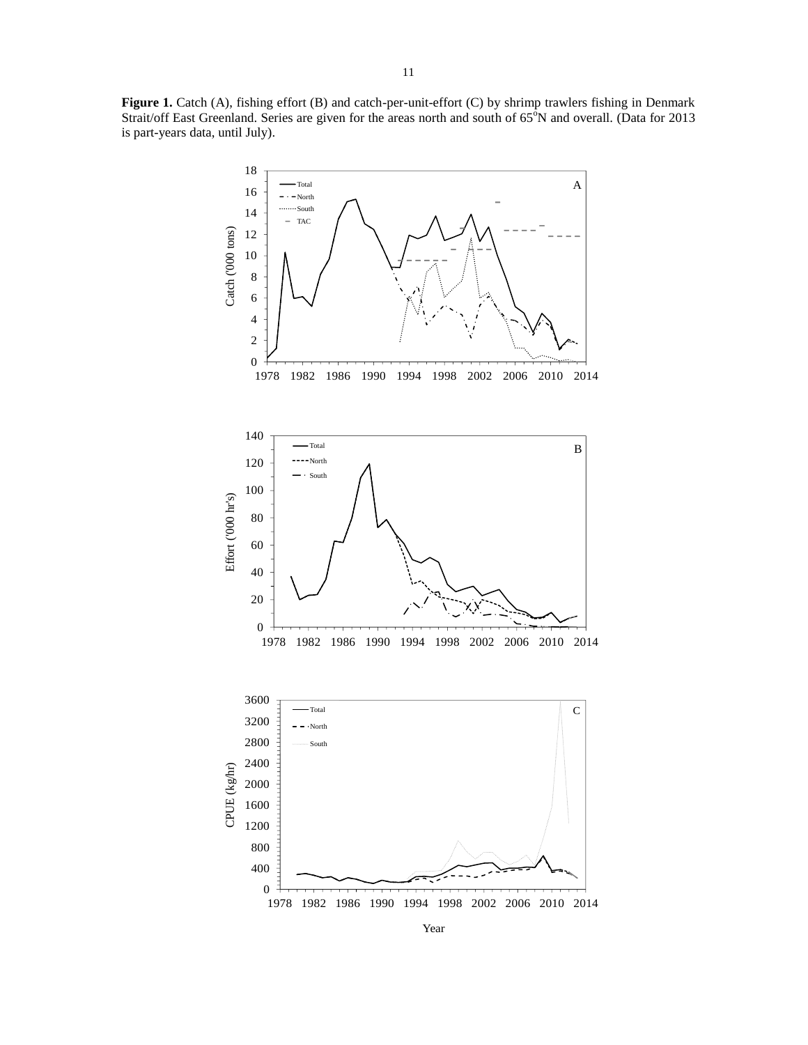**Figure 1.** Catch (A), fishing effort (B) and catch-per-unit-effort (C) by shrimp trawlers fishing in Denmark Strait/off East Greenland. Series are given for the areas north and south of 65$^{o}$N and overall. (Data for 2013 is part-years data, until July).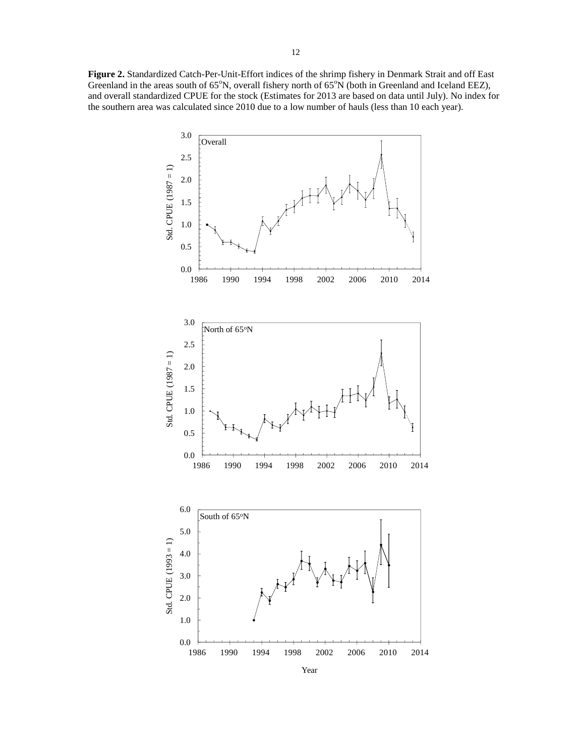**Figure 2.** Standardized Catch-Per-Unit-Effort indices of the shrimp fishery in Denmark Strait and off East Greenland in the areas south of 65°N, overall fishery north of 65°N (both in Greenland and Iceland EEZ), and overall standardized CPUE for the stock (Estimates for 2013 are based on data until July). No index for the southern area was calculated since 2010 due to a low number of hauls (less than 10 each year).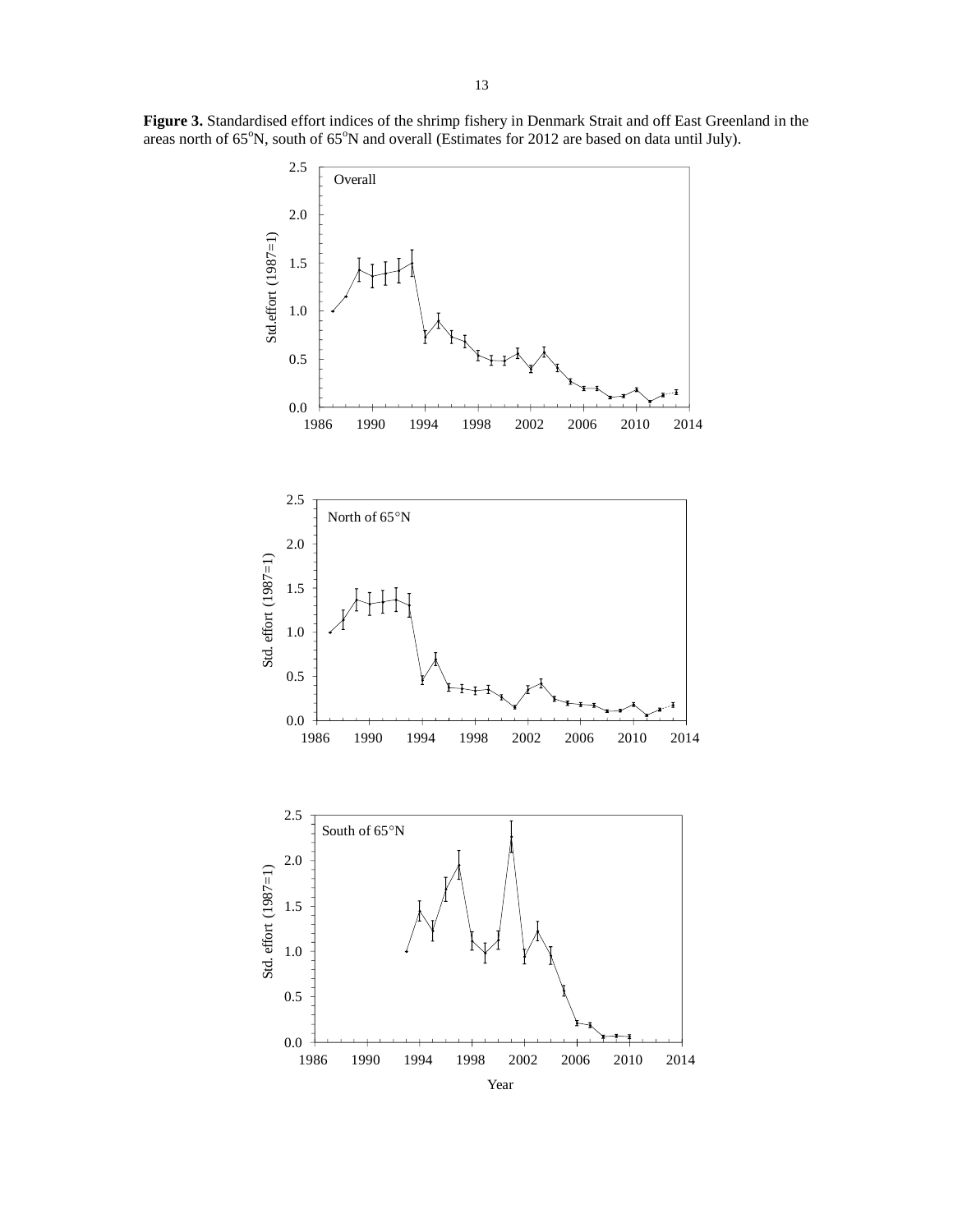**Figure 3.** Standardised effort indices of the shrimp fishery in Denmark Strait and off East Greenland in the areas north of 65°N, south of 65°N and overall (Estimates for 2012 are based on data until July).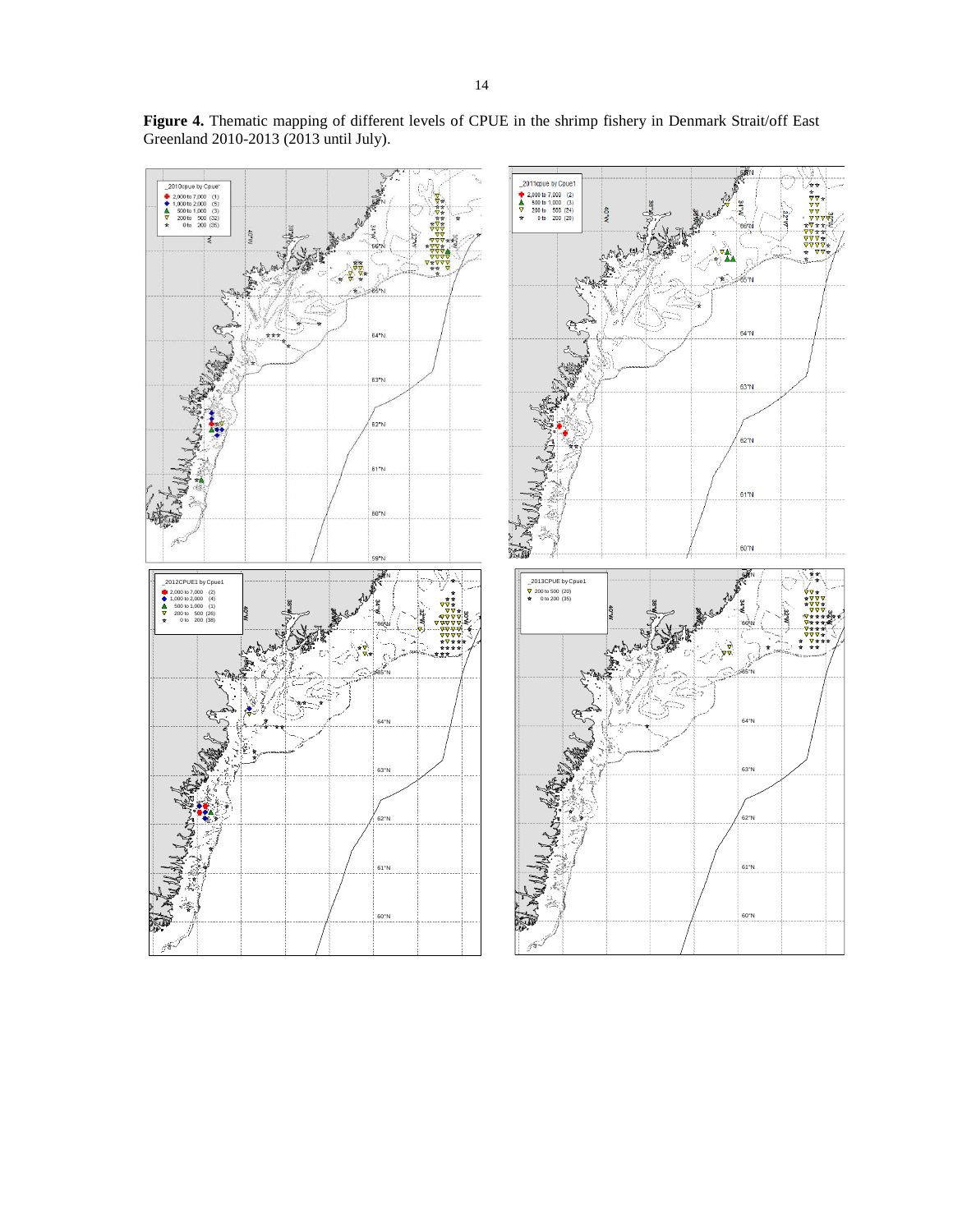**Figure 4.** Thematic mapping of different levels of CPUE in the shrimp fishery in Denmark Strait/off East Greenland 2010-2013 (2013 until July).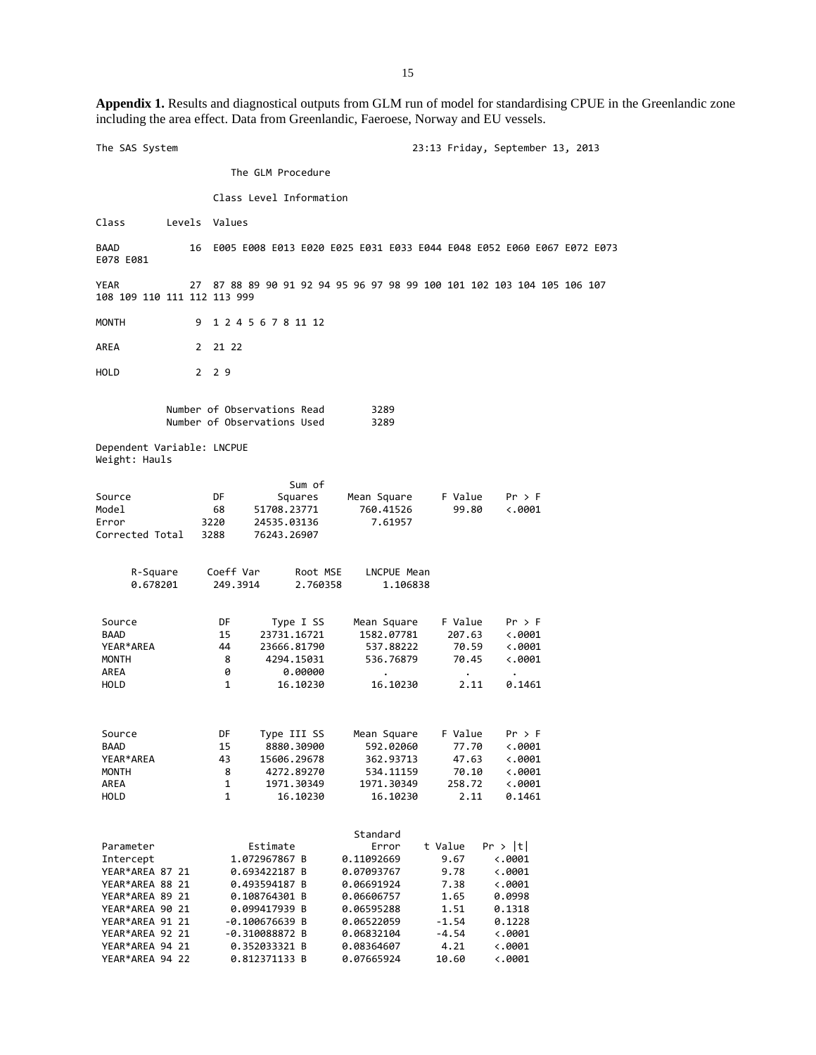**Appendix 1.** Results and diagnostical outputs from GLM run of model for standardising CPUE in the Greenlandic zone including the area effect. Data from Greenlandic, Faeroese, Norway and EU vessels.

```
The SAS System                                          23:13 Friday, September 13, 2013

                       The GLM Procedure

                    Class Level Information

Class       Levels  Values

BAAD            16  E005 E008 E013 E020 E025 E031 E033 E044 E048 E052 E060 E067 E072 E073
E078 E081

YEAR            27  87 88 89 90 91 92 94 95 96 97 98 99 100 101 102 103 104 105 106 107
108 109 110 111 112 113 999

MONTH            9  1 2 4 5 6 7 8 11 12

AREA             2  21 22

HOLD             2  2 9


            Number of Observations Read        3289
            Number of Observations Used        3289

Dependent Variable: LNCPUE
Weight: Hauls

                              Sum of
Source             DF        Squares     Mean Square    F Value    Pr > F
Model              68     51708.23771      760.41526      99.80    <.0001
Error            3220     24535.03136        7.61957
Corrected Total  3288     76243.26907


      R-Square     Coeff Var      Root MSE    LNCPUE Mean
      0.678201      249.3914      2.760358       1.106838


 Source             DF       Type I SS     Mean Square    F Value    Pr > F
 BAAD               15     23731.16721      1582.07781     207.63    <.0001
 YEAR*AREA          44     23666.81790       537.88222      70.59    <.0001
 MONTH               8      4294.15031       536.76879      70.45    <.0001
 AREA                0         0.00000           .            .         .
 HOLD                1        16.10230        16.10230       2.11    0.1461



 Source             DF     Type III SS     Mean Square    F Value    Pr > F
 BAAD               15      8880.30900       592.02060      77.70    <.0001
 YEAR*AREA          43     15606.29678       362.93713      47.63    <.0001
 MONTH               8      4272.89270       534.11159      70.10    <.0001
 AREA                1      1971.30349      1971.30349     258.72    <.0001
 HOLD                1        16.10230        16.10230       2.11    0.1461


                                              Standard
 Parameter              Estimate                 Error    t Value    Pr > |t|
 Intercept           1.072967867 B          0.11092669       9.67      <.0001
 YEAR*AREA 87 21     0.693422187 B          0.07093767       9.78      <.0001
 YEAR*AREA 88 21     0.493594187 B          0.06691924       7.38      <.0001
 YEAR*AREA 89 21     0.108764301 B          0.06606757       1.65      0.0998
 YEAR*AREA 90 21     0.099417939 B          0.06595288       1.51      0.1318
 YEAR*AREA 91 21    -0.100676639 B          0.06522059      -1.54      0.1228
 YEAR*AREA 92 21    -0.310088872 B          0.06832104      -4.54      <.0001
 YEAR*AREA 94 21     0.352033321 B          0.08364607       4.21      <.0001
 YEAR*AREA 94 22     0.812371133 B          0.07665924      10.60      <.0001
```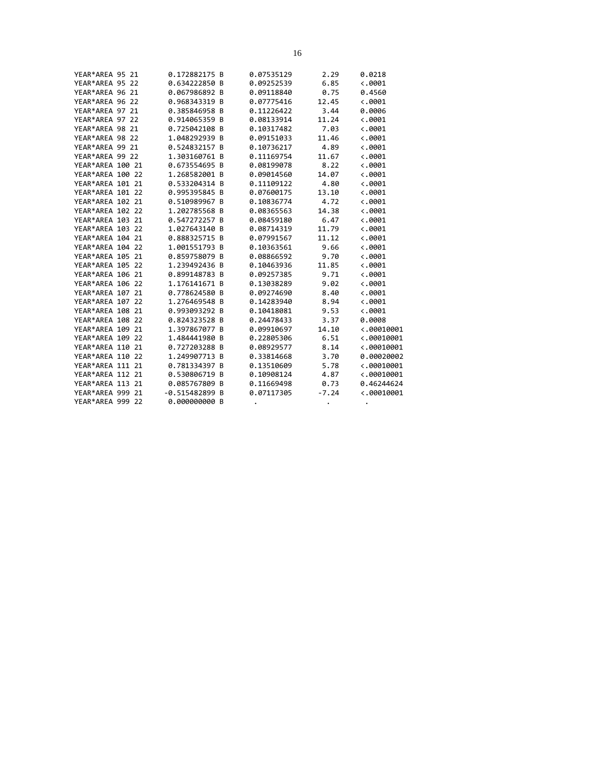| | | | | |
|---|---|---|---|---|
| YEAR*AREA 95 21 | 0.172882175 B | 0.07535129 | 2.29 | 0.0218 |
| YEAR*AREA 95 22 | 0.634222850 B | 0.09252539 | 6.85 | <.0001 |
| YEAR*AREA 96 21 | 0.067986892 B | 0.09118840 | 0.75 | 0.4560 |
| YEAR*AREA 96 22 | 0.968343319 B | 0.07775416 | 12.45 | <.0001 |
| YEAR*AREA 97 21 | 0.385846958 B | 0.11226422 | 3.44 | 0.0006 |
| YEAR*AREA 97 22 | 0.914065359 B | 0.08133914 | 11.24 | <.0001 |
| YEAR*AREA 98 21 | 0.725042108 B | 0.10317482 | 7.03 | <.0001 |
| YEAR*AREA 98 22 | 1.048292939 B | 0.09151033 | 11.46 | <.0001 |
| YEAR*AREA 99 21 | 0.524832157 B | 0.10736217 | 4.89 | <.0001 |
| YEAR*AREA 99 22 | 1.303160761 B | 0.11169754 | 11.67 | <.0001 |
| YEAR*AREA 100 21 | 0.673554695 B | 0.08199078 | 8.22 | <.0001 |
| YEAR*AREA 100 22 | 1.268582001 B | 0.09014560 | 14.07 | <.0001 |
| YEAR*AREA 101 21 | 0.533204314 B | 0.11109122 | 4.80 | <.0001 |
| YEAR*AREA 101 22 | 0.995395845 B | 0.07600175 | 13.10 | <.0001 |
| YEAR*AREA 102 21 | 0.510989967 B | 0.10836774 | 4.72 | <.0001 |
| YEAR*AREA 102 22 | 1.202785568 B | 0.08365563 | 14.38 | <.0001 |
| YEAR*AREA 103 21 | 0.547272257 B | 0.08459180 | 6.47 | <.0001 |
| YEAR*AREA 103 22 | 1.027643140 B | 0.08714319 | 11.79 | <.0001 |
| YEAR*AREA 104 21 | 0.888325715 B | 0.07991567 | 11.12 | <.0001 |
| YEAR*AREA 104 22 | 1.001551793 B | 0.10363561 | 9.66 | <.0001 |
| YEAR*AREA 105 21 | 0.859758079 B | 0.08866592 | 9.70 | <.0001 |
| YEAR*AREA 105 22 | 1.239492436 B | 0.10463936 | 11.85 | <.0001 |
| YEAR*AREA 106 21 | 0.899148783 B | 0.09257385 | 9.71 | <.0001 |
| YEAR*AREA 106 22 | 1.176141671 B | 0.13038289 | 9.02 | <.0001 |
| YEAR*AREA 107 21 | 0.778624580 B | 0.09274690 | 8.40 | <.0001 |
| YEAR*AREA 107 22 | 1.276469548 B | 0.14283940 | 8.94 | <.0001 |
| YEAR*AREA 108 21 | 0.993093292 B | 0.10418081 | 9.53 | <.0001 |
| YEAR*AREA 108 22 | 0.824323528 B | 0.24478433 | 3.37 | 0.0008 |
| YEAR*AREA 109 21 | 1.397867077 B | 0.09910697 | 14.10 | <.00010001 |
| YEAR*AREA 109 22 | 1.484441980 B | 0.22805306 | 6.51 | <.00010001 |
| YEAR*AREA 110 21 | 0.727203288 B | 0.08929577 | 8.14 | <.00010001 |
| YEAR*AREA 110 22 | 1.249907713 B | 0.33814668 | 3.70 | 0.00020002 |
| YEAR*AREA 111 21 | 0.781334397 B | 0.13510609 | 5.78 | <.00010001 |
| YEAR*AREA 112 21 | 0.530806719 B | 0.10908124 | 4.87 | <.00010001 |
| YEAR*AREA 113 21 | 0.085767809 B | 0.11669498 | 0.73 | 0.46244624 |
| YEAR*AREA 999 21 | -0.515482899 B | 0.07117305 | -7.24 | <.00010001 |
| YEAR*AREA 999 22 | 0.000000000 B | . | . | . |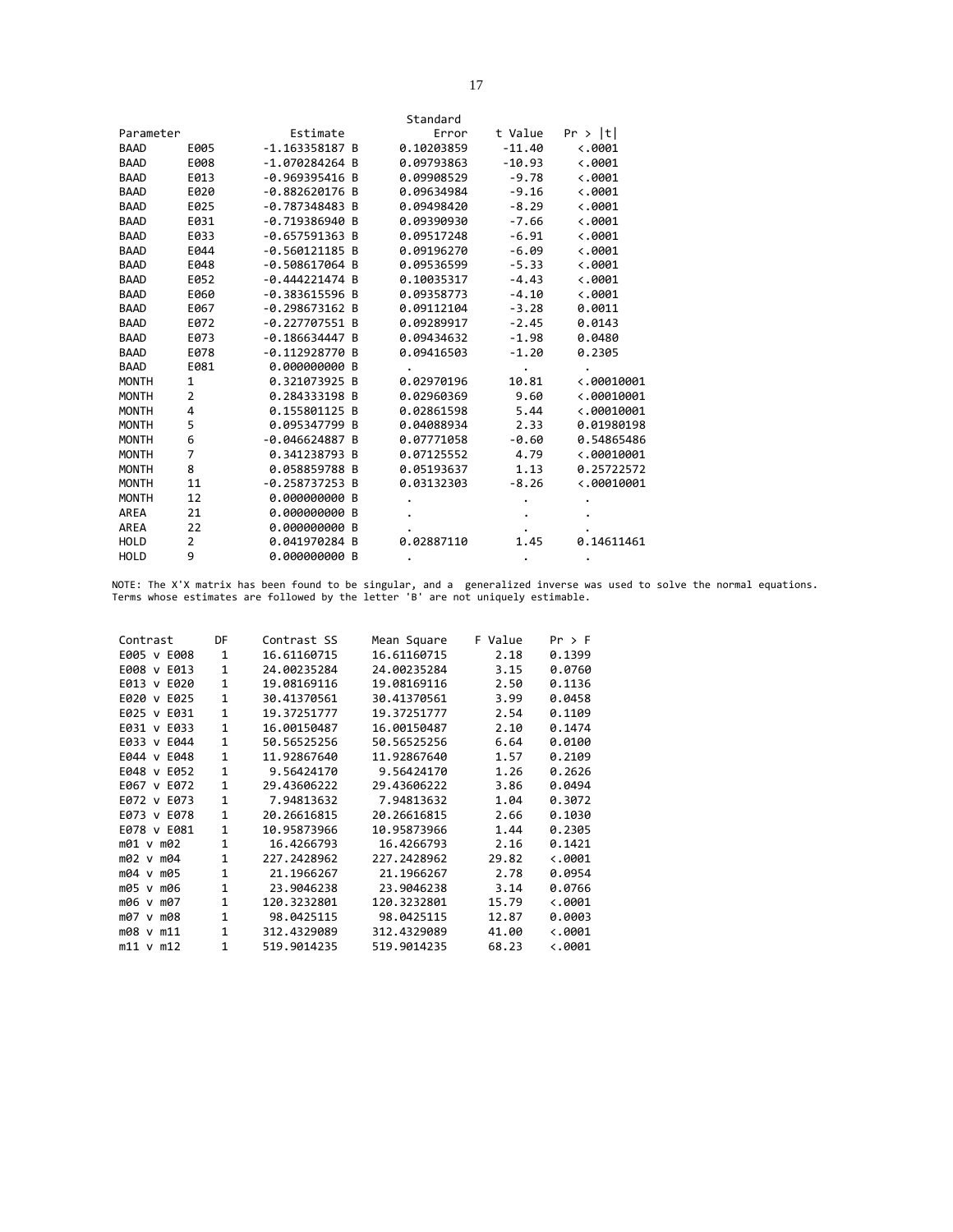| Parameter | | Estimate | Standard Error | t Value | Pr > \|t\| |
|---|---|---|---|---|---|
| BAAD | E005 | -1.163358187 B | 0.10203859 | -11.40 | <.0001 |
| BAAD | E008 | -1.070284264 B | 0.09793863 | -10.93 | <.0001 |
| BAAD | E013 | -0.969395416 B | 0.09908529 | -9.78 | <.0001 |
| BAAD | E020 | -0.882620176 B | 0.09634984 | -9.16 | <.0001 |
| BAAD | E025 | -0.787348483 B | 0.09498420 | -8.29 | <.0001 |
| BAAD | E031 | -0.719386940 B | 0.09390930 | -7.66 | <.0001 |
| BAAD | E033 | -0.657591363 B | 0.09517248 | -6.91 | <.0001 |
| BAAD | E044 | -0.560121185 B | 0.09196270 | -6.09 | <.0001 |
| BAAD | E048 | -0.508617064 B | 0.09536599 | -5.33 | <.0001 |
| BAAD | E052 | -0.444221474 B | 0.10035317 | -4.43 | <.0001 |
| BAAD | E060 | -0.383615596 B | 0.09358773 | -4.10 | <.0001 |
| BAAD | E067 | -0.298673162 B | 0.09112104 | -3.28 | 0.0011 |
| BAAD | E072 | -0.227707551 B | 0.09289917 | -2.45 | 0.0143 |
| BAAD | E073 | -0.186634447 B | 0.09434632 | -1.98 | 0.0480 |
| BAAD | E078 | -0.112928770 B | 0.09416503 | -1.20 | 0.2305 |
| BAAD | E081 | 0.000000000 B | . | . | . |
| MONTH | 1 | 0.321073925 B | 0.02970196 | 10.81 | <.00010001 |
| MONTH | 2 | 0.284333198 B | 0.02960369 | 9.60 | <.00010001 |
| MONTH | 4 | 0.155801125 B | 0.02861598 | 5.44 | <.00010001 |
| MONTH | 5 | 0.095347799 B | 0.04088934 | 2.33 | 0.01980198 |
| MONTH | 6 | -0.046624887 B | 0.07771058 | -0.60 | 0.54865486 |
| MONTH | 7 | 0.341238793 B | 0.07125552 | 4.79 | <.00010001 |
| MONTH | 8 | 0.058859788 B | 0.05193637 | 1.13 | 0.25722572 |
| MONTH | 11 | -0.258737253 B | 0.03132303 | -8.26 | <.00010001 |
| MONTH | 12 | 0.000000000 B | . | . | . |
| AREA | 21 | 0.000000000 B | . | . | . |
| AREA | 22 | 0.000000000 B | . | . | . |
| HOLD | 2 | 0.041970284 B | 0.02887110 | 1.45 | 0.14611461 |
| HOLD | 9 | 0.000000000 B | . | . | . |

NOTE: The X'X matrix has been found to be singular, and a generalized inverse was used to solve the normal equations. Terms whose estimates are followed by the letter 'B' are not uniquely estimable.

| Contrast | DF | Contrast SS | Mean Square | F Value | Pr > F |
|---|---|---|---|---|---|
| E005 v E008 | 1 | 16.61160715 | 16.61160715 | 2.18 | 0.1399 |
| E008 v E013 | 1 | 24.00235284 | 24.00235284 | 3.15 | 0.0760 |
| E013 v E020 | 1 | 19.08169116 | 19.08169116 | 2.50 | 0.1136 |
| E020 v E025 | 1 | 30.41370561 | 30.41370561 | 3.99 | 0.0458 |
| E025 v E031 | 1 | 19.37251777 | 19.37251777 | 2.54 | 0.1109 |
| E031 v E033 | 1 | 16.00150487 | 16.00150487 | 2.10 | 0.1474 |
| E033 v E044 | 1 | 50.56525256 | 50.56525256 | 6.64 | 0.0100 |
| E044 v E048 | 1 | 11.92867640 | 11.92867640 | 1.57 | 0.2109 |
| E048 v E052 | 1 | 9.56424170 | 9.56424170 | 1.26 | 0.2626 |
| E067 v E072 | 1 | 29.43606222 | 29.43606222 | 3.86 | 0.0494 |
| E072 v E073 | 1 | 7.94813632 | 7.94813632 | 1.04 | 0.3072 |
| E073 v E078 | 1 | 20.26616815 | 20.26616815 | 2.66 | 0.1030 |
| E078 v E081 | 1 | 10.95873966 | 10.95873966 | 1.44 | 0.2305 |
| m01 v m02 | 1 | 16.4266793 | 16.4266793 | 2.16 | 0.1421 |
| m02 v m04 | 1 | 227.2428962 | 227.2428962 | 29.82 | <.0001 |
| m04 v m05 | 1 | 21.1966267 | 21.1966267 | 2.78 | 0.0954 |
| m05 v m06 | 1 | 23.9046238 | 23.9046238 | 3.14 | 0.0766 |
| m06 v m07 | 1 | 120.3232801 | 120.3232801 | 15.79 | <.0001 |
| m07 v m08 | 1 | 98.0425115 | 98.0425115 | 12.87 | 0.0003 |
| m08 v m11 | 1 | 312.4329089 | 312.4329089 | 41.00 | <.0001 |
| m11 v m12 | 1 | 519.9014235 | 519.9014235 | 68.23 | <.0001 |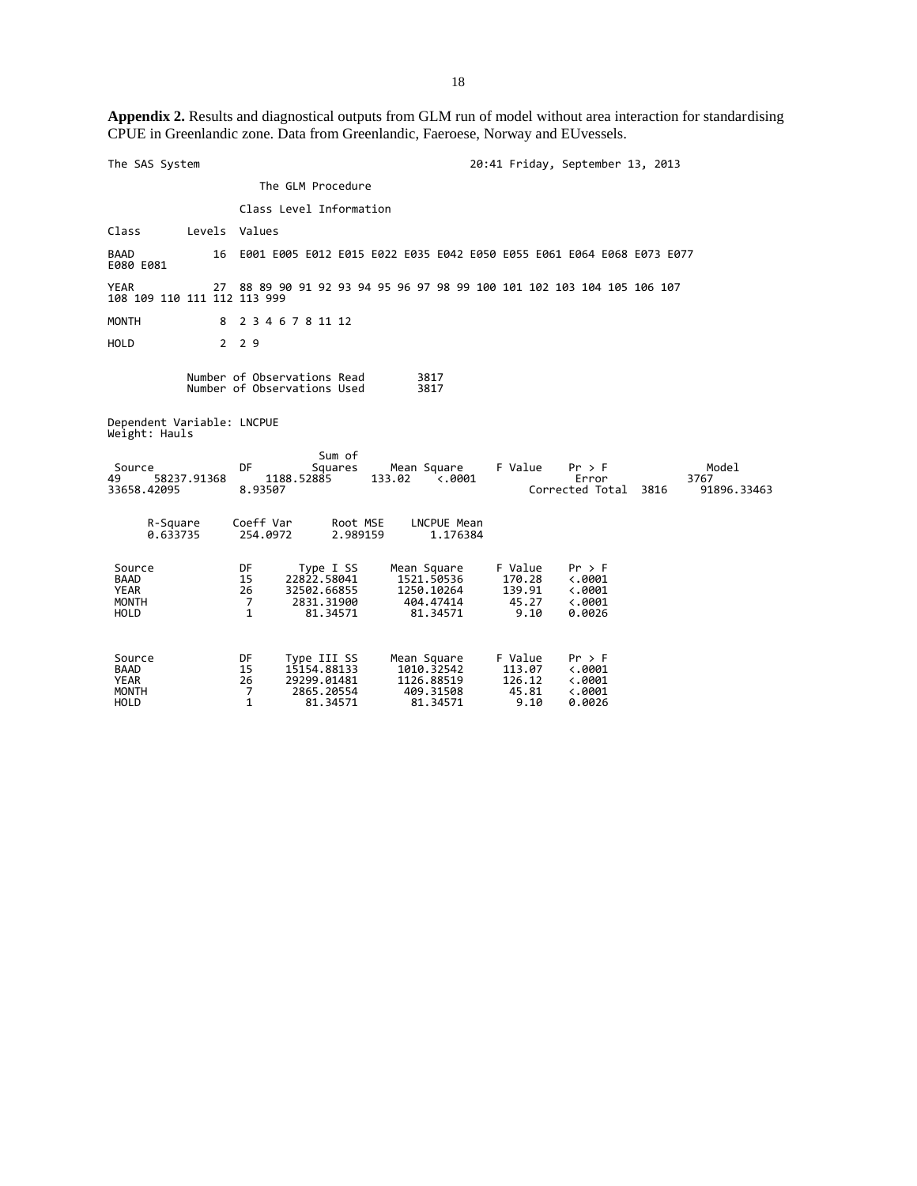**Appendix 2.** Results and diagnostical outputs from GLM run of model without area interaction for standardising CPUE in Greenlandic zone. Data from Greenlandic, Faeroese, Norway and EUvessels.

```
The SAS System                                              20:41 Friday, September 13, 2013

                      The GLM Procedure

                    Class Level Information

Class       Levels  Values

BAAD            16  E001 E005 E012 E015 E022 E035 E042 E050 E055 E061 E064 E068 E073 E077
E080 E081

YEAR            27  88 89 90 91 92 93 94 95 96 97 98 99 100 101 102 103 104 105 106 107
108 109 110 111 112 113 999

MONTH            8  2 3 4 6 7 8 11 12

HOLD             2  2 9


            Number of Observations Read        3817
            Number of Observations Used        3817


Dependent Variable: LNCPUE
Weight: Hauls

                                  Sum of
 Source                DF        Squares     Mean Square    F Value    Pr > F
 Model                 49    58237.91368      1188.52885     133.02    <.0001
 Error               3767    33658.42095         8.93507
 Corrected Total     3816    91896.33463


      R-Square     Coeff Var      Root MSE    LNCPUE Mean
      0.633735      254.0972      2.989159       1.176384


 Source            DF       Type I SS     Mean Square    F Value    Pr > F
 BAAD              15     22822.58041      1521.50536     170.28    <.0001
 YEAR              26     32502.66855      1250.10264     139.91    <.0001
 MONTH              7      2831.31900       404.47414      45.27    <.0001
 HOLD               1        81.34571        81.34571       9.10    0.0026


 Source            DF     Type III SS     Mean Square    F Value    Pr > F
 BAAD              15     15154.88133      1010.32542     113.07    <.0001
 YEAR              26     29299.01481      1126.88519     126.12    <.0001
 MONTH              7      2865.20554       409.31508      45.81    <.0001
 HOLD               1        81.34571        81.34571       9.10    0.0026
```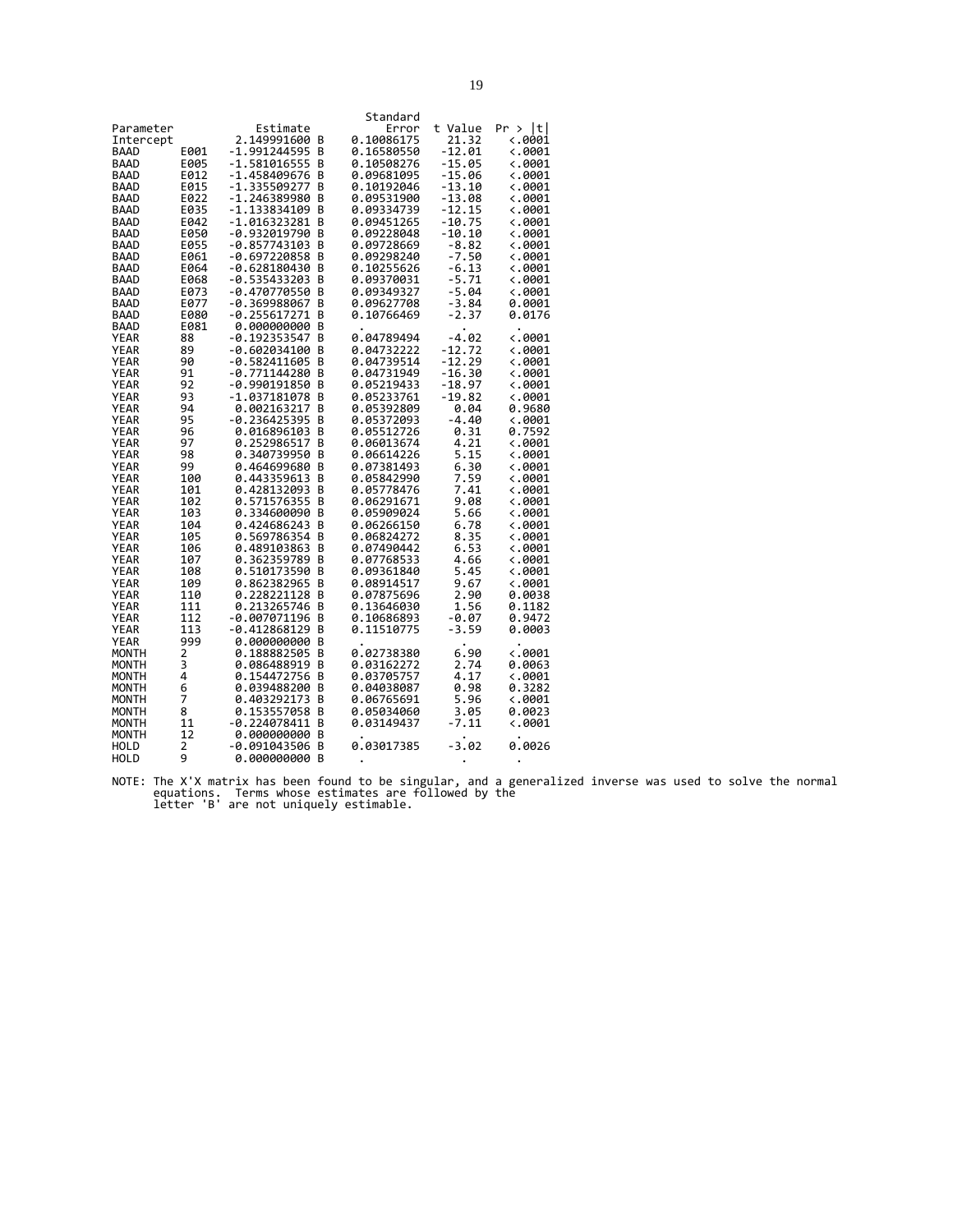| Parameter | | Estimate | | Standard Error | t Value | Pr > \|t\| |
|---|---|---|---|---|---|---|
| Intercept | | 2.149991600 | B | 0.10086175 | 21.32 | <.0001 |
| BAAD | E001 | -1.991244595 | B | 0.16580550 | -12.01 | <.0001 |
| BAAD | E005 | -1.581016555 | B | 0.10508276 | -15.05 | <.0001 |
| BAAD | E012 | -1.458409676 | B | 0.09681095 | -15.06 | <.0001 |
| BAAD | E015 | -1.335509277 | B | 0.10192046 | -13.10 | <.0001 |
| BAAD | E022 | -1.246389980 | B | 0.09531900 | -13.08 | <.0001 |
| BAAD | E035 | -1.133834109 | B | 0.09334739 | -12.15 | <.0001 |
| BAAD | E042 | -1.016323281 | B | 0.09451265 | -10.75 | <.0001 |
| BAAD | E050 | -0.932019790 | B | 0.09228048 | -10.10 | <.0001 |
| BAAD | E055 | -0.857743103 | B | 0.09728669 | -8.82 | <.0001 |
| BAAD | E061 | -0.697220858 | B | 0.09298240 | -7.50 | <.0001 |
| BAAD | E064 | -0.628180430 | B | 0.10255626 | -6.13 | <.0001 |
| BAAD | E068 | -0.535433203 | B | 0.09370031 | -5.71 | <.0001 |
| BAAD | E073 | -0.470770550 | B | 0.09349327 | -5.04 | <.0001 |
| BAAD | E077 | -0.369988067 | B | 0.09627708 | -3.84 | 0.0001 |
| BAAD | E080 | -0.255617271 | B | 0.10766469 | -2.37 | 0.0176 |
| BAAD | E081 | 0.000000000 | B | . | . | . |
| YEAR | 88 | -0.192353547 | B | 0.04789494 | -4.02 | <.0001 |
| YEAR | 89 | -0.602034100 | B | 0.04732222 | -12.72 | <.0001 |
| YEAR | 90 | -0.582411605 | B | 0.04739514 | -12.29 | <.0001 |
| YEAR | 91 | -0.771144280 | B | 0.04731949 | -16.30 | <.0001 |
| YEAR | 92 | -0.990191850 | B | 0.05219433 | -18.97 | <.0001 |
| YEAR | 93 | -1.037181078 | B | 0.05233761 | -19.82 | <.0001 |
| YEAR | 94 | 0.002163217 | B | 0.05392809 | 0.04 | 0.9680 |
| YEAR | 95 | -0.236425395 | B | 0.05372093 | -4.40 | <.0001 |
| YEAR | 96 | 0.016896103 | B | 0.05512726 | 0.31 | 0.7592 |
| YEAR | 97 | 0.252986517 | B | 0.06013674 | 4.21 | <.0001 |
| YEAR | 98 | 0.340739950 | B | 0.06614226 | 5.15 | <.0001 |
| YEAR | 99 | 0.464699680 | B | 0.07381493 | 6.30 | <.0001 |
| YEAR | 100 | 0.443359613 | B | 0.05842990 | 7.59 | <.0001 |
| YEAR | 101 | 0.428132093 | B | 0.05778476 | 7.41 | <.0001 |
| YEAR | 102 | 0.571576355 | B | 0.06291671 | 9.08 | <.0001 |
| YEAR | 103 | 0.334600090 | B | 0.05909024 | 5.66 | <.0001 |
| YEAR | 104 | 0.424686243 | B | 0.06266150 | 6.78 | <.0001 |
| YEAR | 105 | 0.569786354 | B | 0.06824272 | 8.35 | <.0001 |
| YEAR | 106 | 0.489103863 | B | 0.07490442 | 6.53 | <.0001 |
| YEAR | 107 | 0.362359789 | B | 0.07768533 | 4.66 | <.0001 |
| YEAR | 108 | 0.510173590 | B | 0.09361840 | 5.45 | <.0001 |
| YEAR | 109 | 0.862382965 | B | 0.08914517 | 9.67 | <.0001 |
| YEAR | 110 | 0.228221128 | B | 0.07875696 | 2.90 | 0.0038 |
| YEAR | 111 | 0.213265746 | B | 0.13646030 | 1.56 | 0.1182 |
| YEAR | 112 | -0.007071196 | B | 0.10686893 | -0.07 | 0.9472 |
| YEAR | 113 | -0.412868129 | B | 0.11510775 | -3.59 | 0.0003 |
| YEAR | 999 | 0.000000000 | B | . | . | . |
| MONTH | 2 | 0.188882505 | B | 0.02738380 | 6.90 | <.0001 |
| MONTH | 3 | 0.086488919 | B | 0.03162272 | 2.74 | 0.0063 |
| MONTH | 4 | 0.154472756 | B | 0.03705757 | 4.17 | <.0001 |
| MONTH | 6 | 0.039488200 | B | 0.04038087 | 0.98 | 0.3282 |
| MONTH | 7 | 0.403292173 | B | 0.06765691 | 5.96 | <.0001 |
| MONTH | 8 | 0.153557058 | B | 0.05034060 | 3.05 | 0.0023 |
| MONTH | 11 | -0.224078411 | B | 0.03149437 | -7.11 | <.0001 |
| MONTH | 12 | 0.000000000 | B | . | . | . |
| HOLD | 2 | -0.091043506 | B | 0.03017385 | -3.02 | 0.0026 |
| HOLD | 9 | 0.000000000 | B | . | . | . |

NOTE: The X'X matrix has been found to be singular, and a generalized inverse was used to solve the normal equations. Terms whose estimates are followed by the letter 'B' are not uniquely estimable.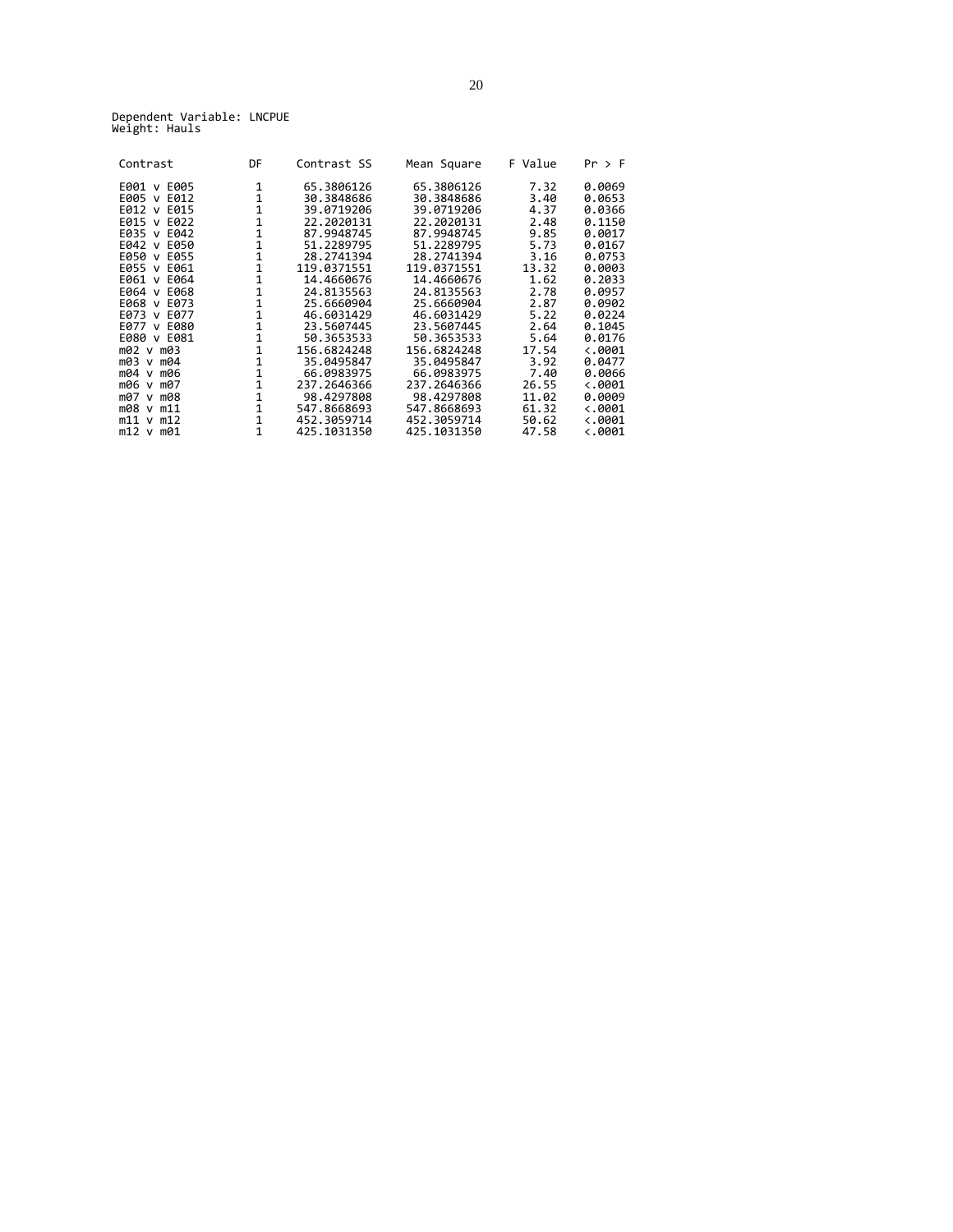Dependent Variable: LNCPUE
Weight: Hauls

| Contrast | DF | Contrast SS | Mean Square | F Value | Pr > F |
|---|---|---|---|---|---|
| E001 v E005 | 1 | 65.3806126 | 65.3806126 | 7.32 | 0.0069 |
| E005 v E012 | 1 | 30.3848686 | 30.3848686 | 3.40 | 0.0653 |
| E012 v E015 | 1 | 39.0719206 | 39.0719206 | 4.37 | 0.0366 |
| E015 v E022 | 1 | 22.2020131 | 22.2020131 | 2.48 | 0.1150 |
| E035 v E042 | 1 | 87.9948745 | 87.9948745 | 9.85 | 0.0017 |
| E042 v E050 | 1 | 51.2289795 | 51.2289795 | 5.73 | 0.0167 |
| E050 v E055 | 1 | 28.2741394 | 28.2741394 | 3.16 | 0.0753 |
| E055 v E061 | 1 | 119.0371551 | 119.0371551 | 13.32 | 0.0003 |
| E061 v E064 | 1 | 14.4660676 | 14.4660676 | 1.62 | 0.2033 |
| E064 v E068 | 1 | 24.8135563 | 24.8135563 | 2.78 | 0.0957 |
| E068 v E073 | 1 | 25.6660904 | 25.6660904 | 2.87 | 0.0902 |
| E073 v E077 | 1 | 46.6031429 | 46.6031429 | 5.22 | 0.0224 |
| E077 v E080 | 1 | 23.5607445 | 23.5607445 | 2.64 | 0.1045 |
| E080 v E081 | 1 | 50.3653533 | 50.3653533 | 5.64 | 0.0176 |
| m02 v m03 | 1 | 156.6824248 | 156.6824248 | 17.54 | <.0001 |
| m03 v m04 | 1 | 35.0495847 | 35.0495847 | 3.92 | 0.0477 |
| m04 v m06 | 1 | 66.0983975 | 66.0983975 | 7.40 | 0.0066 |
| m06 v m07 | 1 | 237.2646366 | 237.2646366 | 26.55 | <.0001 |
| m07 v m08 | 1 | 98.4297808 | 98.4297808 | 11.02 | 0.0009 |
| m08 v m11 | 1 | 547.8668693 | 547.8668693 | 61.32 | <.0001 |
| m11 v m12 | 1 | 452.3059714 | 452.3059714 | 50.62 | <.0001 |
| m12 v m01 | 1 | 425.1031350 | 425.1031350 | 47.58 | <.0001 |